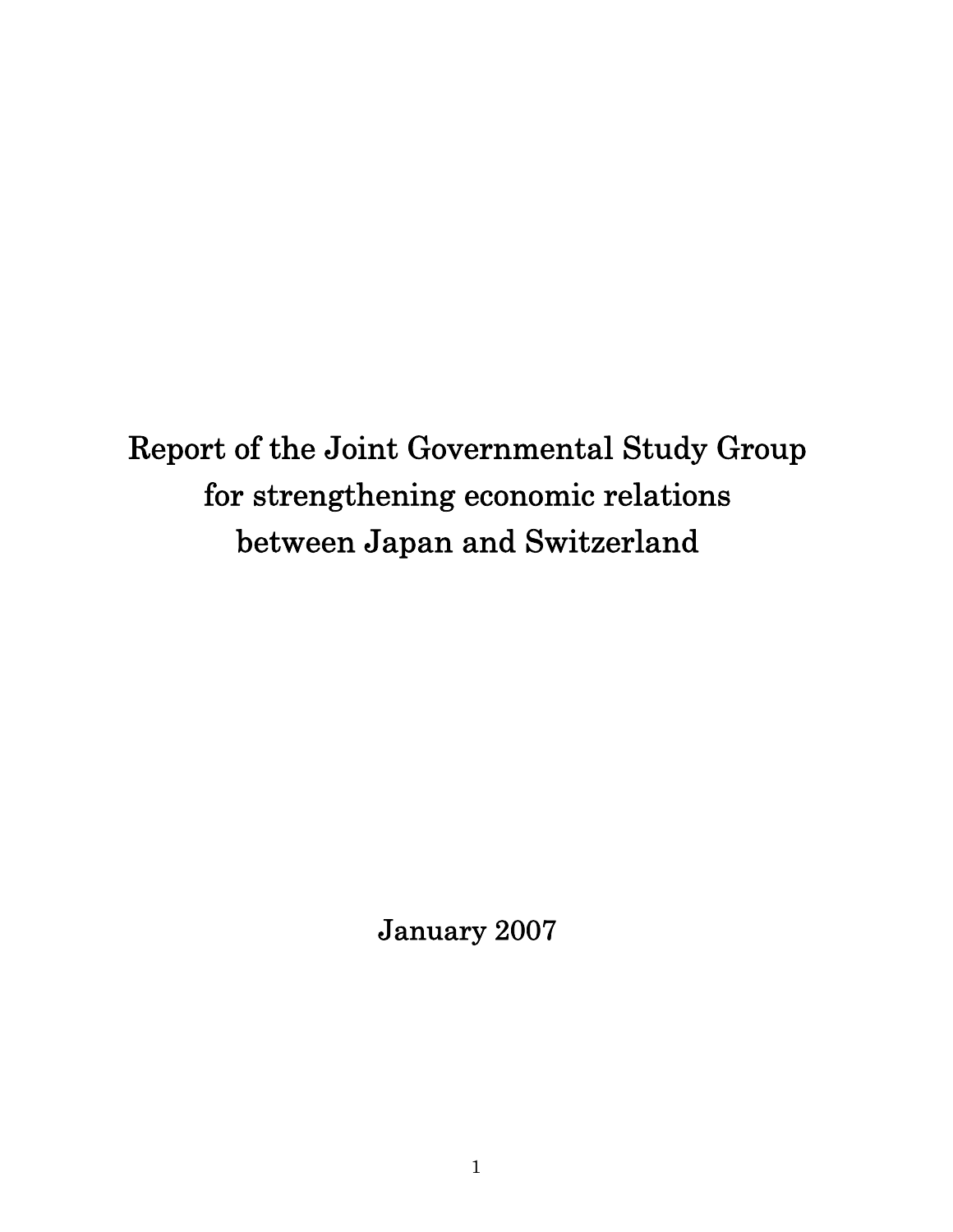# Report of the Joint Governmental Study Group for strengthening economic relations between Japan and Switzerland

January 2007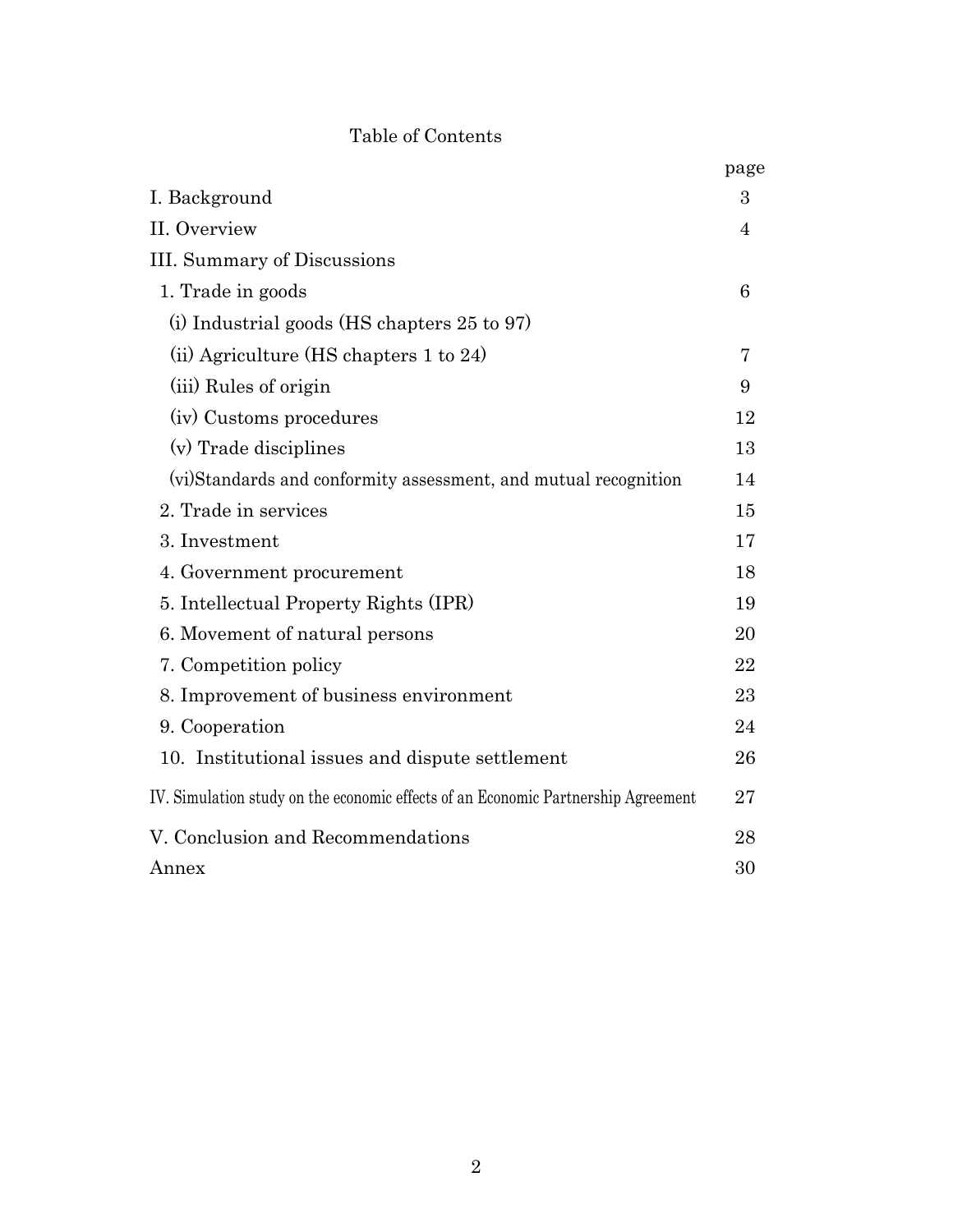# Table of Contents

| | page |
|---|---|
| I. Background | 3 |
| II. Overview | 4 |
| III. Summary of Discussions | |
| 1. Trade in goods | 6 |
| (i) Industrial goods (HS chapters 25 to 97) | |
| (ii) Agriculture (HS chapters 1 to 24) | 7 |
| (iii) Rules of origin | 9 |
| (iv) Customs procedures | 12 |
| (v) Trade disciplines | 13 |
| (vi)Standards and conformity assessment, and mutual recognition | 14 |
| 2. Trade in services | 15 |
| 3. Investment | 17 |
| 4. Government procurement | 18 |
| 5. Intellectual Property Rights (IPR) | 19 |
| 6. Movement of natural persons | 20 |
| 7. Competition policy | 22 |
| 8. Improvement of business environment | 23 |
| 9. Cooperation | 24 |
| 10. Institutional issues and dispute settlement | 26 |
| IV. Simulation study on the economic effects of an Economic Partnership Agreement | 27 |
| V. Conclusion and Recommendations | 28 |
| Annex | 30 |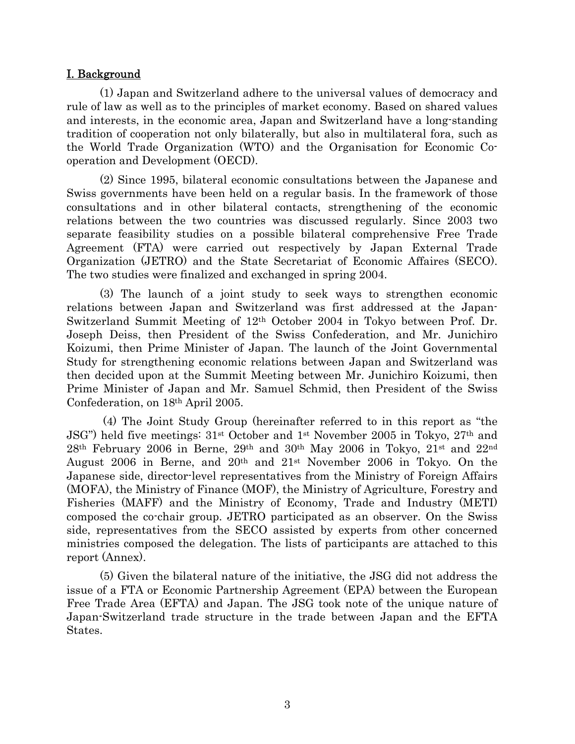## I. Background

(1) Japan and Switzerland adhere to the universal values of democracy and rule of law as well as to the principles of market economy. Based on shared values and interests, in the economic area, Japan and Switzerland have a long-standing tradition of cooperation not only bilaterally, but also in multilateral fora, such as the World Trade Organization (WTO) and the Organisation for Economic Co-operation and Development (OECD).

(2) Since 1995, bilateral economic consultations between the Japanese and Swiss governments have been held on a regular basis. In the framework of those consultations and in other bilateral contacts, strengthening of the economic relations between the two countries was discussed regularly. Since 2003 two separate feasibility studies on a possible bilateral comprehensive Free Trade Agreement (FTA) were carried out respectively by Japan External Trade Organization (JETRO) and the State Secretariat of Economic Affaires (SECO). The two studies were finalized and exchanged in spring 2004.

(3) The launch of a joint study to seek ways to strengthen economic relations between Japan and Switzerland was first addressed at the Japan-Switzerland Summit Meeting of 12th October 2004 in Tokyo between Prof. Dr. Joseph Deiss, then President of the Swiss Confederation, and Mr. Junichiro Koizumi, then Prime Minister of Japan. The launch of the Joint Governmental Study for strengthening economic relations between Japan and Switzerland was then decided upon at the Summit Meeting between Mr. Junichiro Koizumi, then Prime Minister of Japan and Mr. Samuel Schmid, then President of the Swiss Confederation, on 18th April 2005.

(4) The Joint Study Group (hereinafter referred to in this report as "the JSG") held five meetings: 31st October and 1st November 2005 in Tokyo, 27th and 28th February 2006 in Berne, 29th and 30th May 2006 in Tokyo, 21st and 22nd August 2006 in Berne, and 20th and 21st November 2006 in Tokyo. On the Japanese side, director-level representatives from the Ministry of Foreign Affairs (MOFA), the Ministry of Finance (MOF), the Ministry of Agriculture, Forestry and Fisheries (MAFF) and the Ministry of Economy, Trade and Industry (METI) composed the co-chair group. JETRO participated as an observer. On the Swiss side, representatives from the SECO assisted by experts from other concerned ministries composed the delegation. The lists of participants are attached to this report (Annex).

(5) Given the bilateral nature of the initiative, the JSG did not address the issue of a FTA or Economic Partnership Agreement (EPA) between the European Free Trade Area (EFTA) and Japan. The JSG took note of the unique nature of Japan-Switzerland trade structure in the trade between Japan and the EFTA States.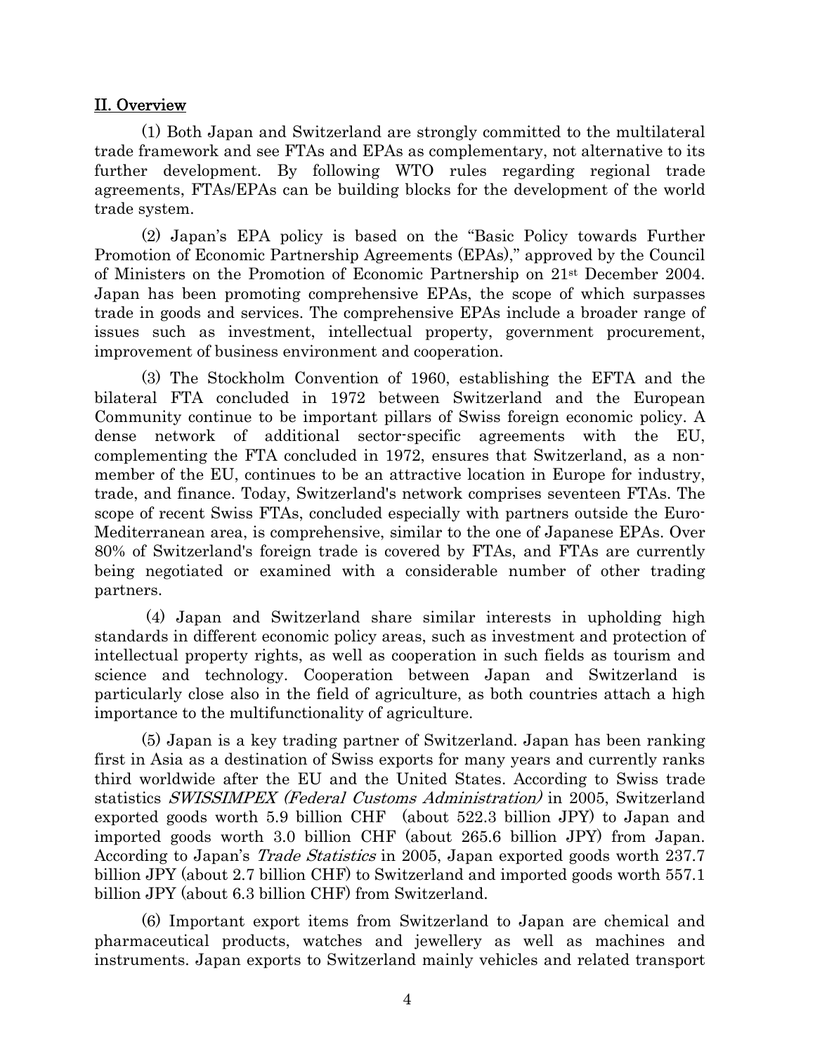## II. Overview

(1) Both Japan and Switzerland are strongly committed to the multilateral trade framework and see FTAs and EPAs as complementary, not alternative to its further development. By following WTO rules regarding regional trade agreements, FTAs/EPAs can be building blocks for the development of the world trade system.

(2) Japan's EPA policy is based on the "Basic Policy towards Further Promotion of Economic Partnership Agreements (EPAs)," approved by the Council of Ministers on the Promotion of Economic Partnership on 21st December 2004. Japan has been promoting comprehensive EPAs, the scope of which surpasses trade in goods and services. The comprehensive EPAs include a broader range of issues such as investment, intellectual property, government procurement, improvement of business environment and cooperation.

(3) The Stockholm Convention of 1960, establishing the EFTA and the bilateral FTA concluded in 1972 between Switzerland and the European Community continue to be important pillars of Swiss foreign economic policy. A dense network of additional sector-specific agreements with the EU, complementing the FTA concluded in 1972, ensures that Switzerland, as a non-member of the EU, continues to be an attractive location in Europe for industry, trade, and finance. Today, Switzerland's network comprises seventeen FTAs. The scope of recent Swiss FTAs, concluded especially with partners outside the Euro-Mediterranean area, is comprehensive, similar to the one of Japanese EPAs. Over 80% of Switzerland's foreign trade is covered by FTAs, and FTAs are currently being negotiated or examined with a considerable number of other trading partners.

(4) Japan and Switzerland share similar interests in upholding high standards in different economic policy areas, such as investment and protection of intellectual property rights, as well as cooperation in such fields as tourism and science and technology. Cooperation between Japan and Switzerland is particularly close also in the field of agriculture, as both countries attach a high importance to the multifunctionality of agriculture.

(5) Japan is a key trading partner of Switzerland. Japan has been ranking first in Asia as a destination of Swiss exports for many years and currently ranks third worldwide after the EU and the United States. According to Swiss trade statistics *SWISSIMPEX (Federal Customs Administration)* in 2005, Switzerland exported goods worth 5.9 billion CHF (about 522.3 billion JPY) to Japan and imported goods worth 3.0 billion CHF (about 265.6 billion JPY) from Japan. According to Japan's *Trade Statistics* in 2005, Japan exported goods worth 237.7 billion JPY (about 2.7 billion CHF) to Switzerland and imported goods worth 557.1 billion JPY (about 6.3 billion CHF) from Switzerland.

(6) Important export items from Switzerland to Japan are chemical and pharmaceutical products, watches and jewellery as well as machines and instruments. Japan exports to Switzerland mainly vehicles and related transport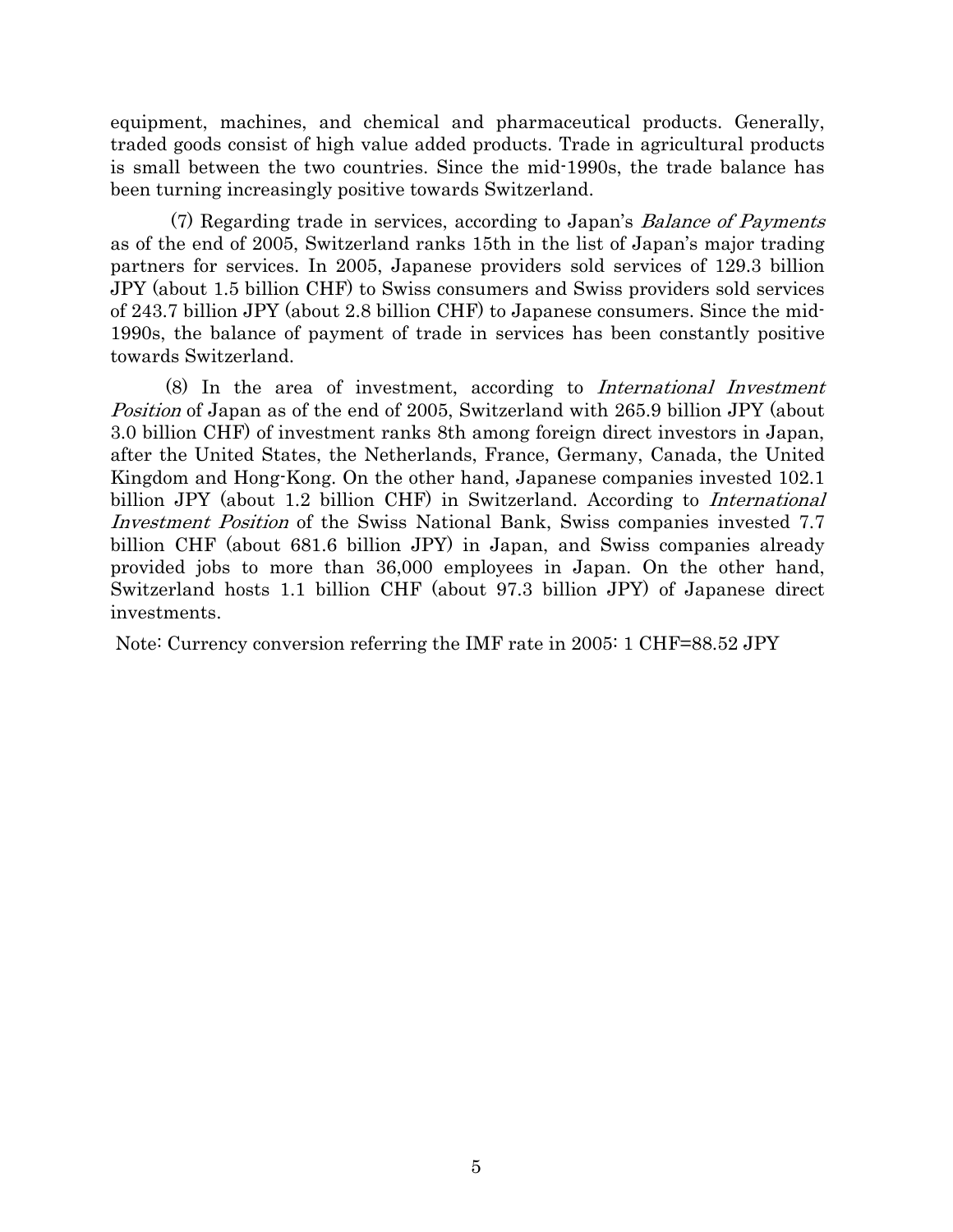equipment, machines, and chemical and pharmaceutical products. Generally, traded goods consist of high value added products. Trade in agricultural products is small between the two countries. Since the mid-1990s, the trade balance has been turning increasingly positive towards Switzerland.

(7) Regarding trade in services, according to Japan's *Balance of Payments* as of the end of 2005, Switzerland ranks 15th in the list of Japan's major trading partners for services. In 2005, Japanese providers sold services of 129.3 billion JPY (about 1.5 billion CHF) to Swiss consumers and Swiss providers sold services of 243.7 billion JPY (about 2.8 billion CHF) to Japanese consumers. Since the mid-1990s, the balance of payment of trade in services has been constantly positive towards Switzerland.

(8) In the area of investment, according to *International Investment Position* of Japan as of the end of 2005, Switzerland with 265.9 billion JPY (about 3.0 billion CHF) of investment ranks 8th among foreign direct investors in Japan, after the United States, the Netherlands, France, Germany, Canada, the United Kingdom and Hong-Kong. On the other hand, Japanese companies invested 102.1 billion JPY (about 1.2 billion CHF) in Switzerland. According to *International Investment Position* of the Swiss National Bank, Swiss companies invested 7.7 billion CHF (about 681.6 billion JPY) in Japan, and Swiss companies already provided jobs to more than 36,000 employees in Japan. On the other hand, Switzerland hosts 1.1 billion CHF (about 97.3 billion JPY) of Japanese direct investments.

Note: Currency conversion referring the IMF rate in 2005: 1 CHF=88.52 JPY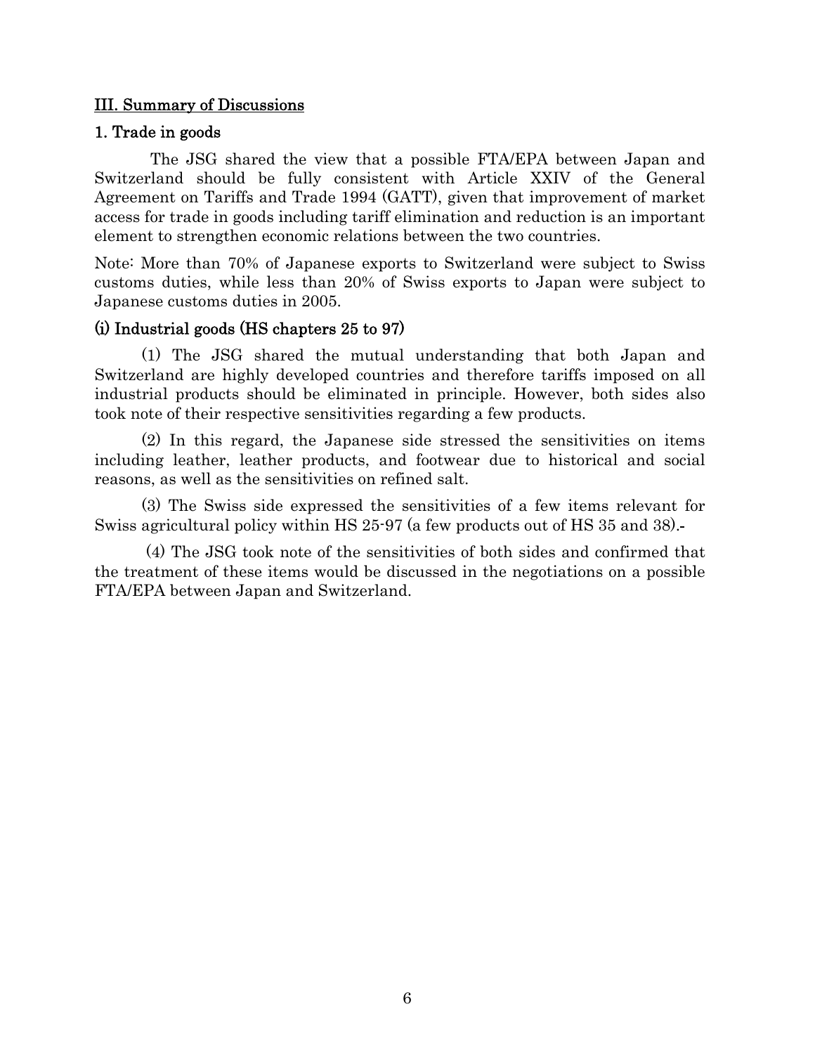## III. Summary of Discussions

### 1. Trade in goods

The JSG shared the view that a possible FTA/EPA between Japan and Switzerland should be fully consistent with Article XXIV of the General Agreement on Tariffs and Trade 1994 (GATT), given that improvement of market access for trade in goods including tariff elimination and reduction is an important element to strengthen economic relations between the two countries.

Note: More than 70% of Japanese exports to Switzerland were subject to Swiss customs duties, while less than 20% of Swiss exports to Japan were subject to Japanese customs duties in 2005.

### (i) Industrial goods (HS chapters 25 to 97)

(1) The JSG shared the mutual understanding that both Japan and Switzerland are highly developed countries and therefore tariffs imposed on all industrial products should be eliminated in principle. However, both sides also took note of their respective sensitivities regarding a few products.

(2) In this regard, the Japanese side stressed the sensitivities on items including leather, leather products, and footwear due to historical and social reasons, as well as the sensitivities on refined salt.

(3) The Swiss side expressed the sensitivities of a few items relevant for Swiss agricultural policy within HS 25-97 (a few products out of HS 35 and 38).-

(4) The JSG took note of the sensitivities of both sides and confirmed that the treatment of these items would be discussed in the negotiations on a possible FTA/EPA between Japan and Switzerland.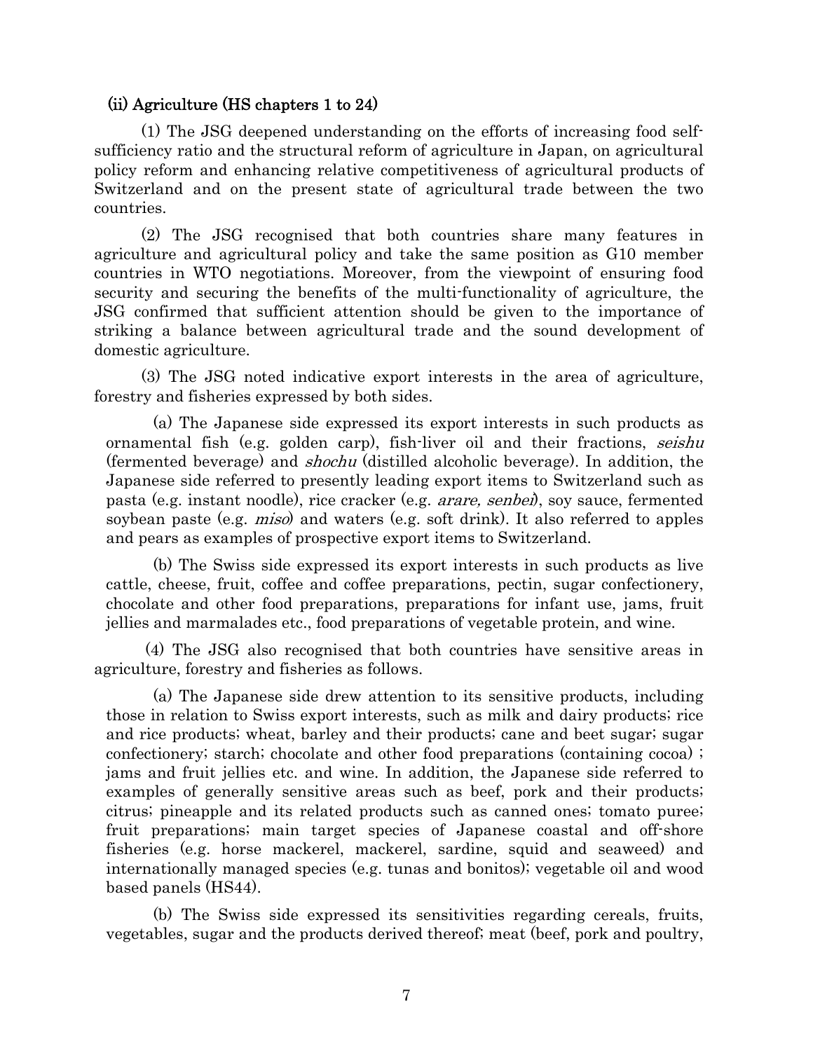### (ii) Agriculture (HS chapters 1 to 24)

(1) The JSG deepened understanding on the efforts of increasing food self-sufficiency ratio and the structural reform of agriculture in Japan, on agricultural policy reform and enhancing relative competitiveness of agricultural products of Switzerland and on the present state of agricultural trade between the two countries.

(2) The JSG recognised that both countries share many features in agriculture and agricultural policy and take the same position as G10 member countries in WTO negotiations. Moreover, from the viewpoint of ensuring food security and securing the benefits of the multi-functionality of agriculture, the JSG confirmed that sufficient attention should be given to the importance of striking a balance between agricultural trade and the sound development of domestic agriculture.

(3) The JSG noted indicative export interests in the area of agriculture, forestry and fisheries expressed by both sides.

(a) The Japanese side expressed its export interests in such products as ornamental fish (e.g. golden carp), fish-liver oil and their fractions, *seishu* (fermented beverage) and *shochu* (distilled alcoholic beverage). In addition, the Japanese side referred to presently leading export items to Switzerland such as pasta (e.g. instant noodle), rice cracker (e.g. *arare, senbei*), soy sauce, fermented soybean paste (e.g. *miso*) and waters (e.g. soft drink). It also referred to apples and pears as examples of prospective export items to Switzerland.

(b) The Swiss side expressed its export interests in such products as live cattle, cheese, fruit, coffee and coffee preparations, pectin, sugar confectionery, chocolate and other food preparations, preparations for infant use, jams, fruit jellies and marmalades etc., food preparations of vegetable protein, and wine.

(4) The JSG also recognised that both countries have sensitive areas in agriculture, forestry and fisheries as follows.

(a) The Japanese side drew attention to its sensitive products, including those in relation to Swiss export interests, such as milk and dairy products; rice and rice products; wheat, barley and their products; cane and beet sugar; sugar confectionery; starch; chocolate and other food preparations (containing cocoa) ; jams and fruit jellies etc. and wine. In addition, the Japanese side referred to examples of generally sensitive areas such as beef, pork and their products; citrus; pineapple and its related products such as canned ones; tomato puree; fruit preparations; main target species of Japanese coastal and off-shore fisheries (e.g. horse mackerel, mackerel, sardine, squid and seaweed) and internationally managed species (e.g. tunas and bonitos); vegetable oil and wood based panels (HS44).

(b) The Swiss side expressed its sensitivities regarding cereals, fruits, vegetables, sugar and the products derived thereof; meat (beef, pork and poultry,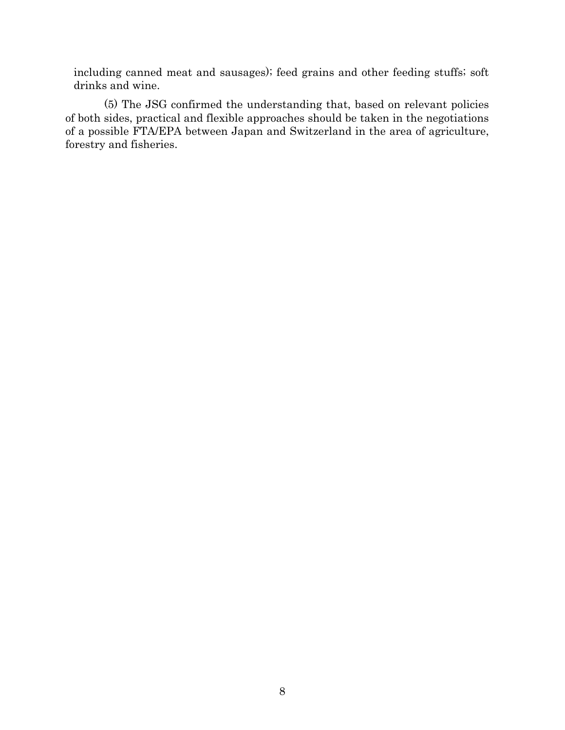including canned meat and sausages); feed grains and other feeding stuffs; soft drinks and wine.

(5) The JSG confirmed the understanding that, based on relevant policies of both sides, practical and flexible approaches should be taken in the negotiations of a possible FTA/EPA between Japan and Switzerland in the area of agriculture, forestry and fisheries.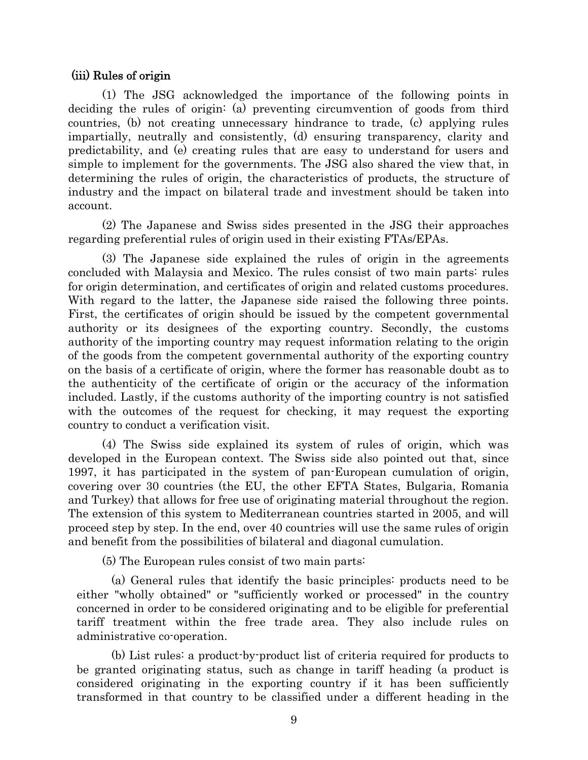### (iii) Rules of origin

(1) The JSG acknowledged the importance of the following points in deciding the rules of origin: (a) preventing circumvention of goods from third countries, (b) not creating unnecessary hindrance to trade, (c) applying rules impartially, neutrally and consistently, (d) ensuring transparency, clarity and predictability, and (e) creating rules that are easy to understand for users and simple to implement for the governments. The JSG also shared the view that, in determining the rules of origin, the characteristics of products, the structure of industry and the impact on bilateral trade and investment should be taken into account.

(2) The Japanese and Swiss sides presented in the JSG their approaches regarding preferential rules of origin used in their existing FTAs/EPAs.

(3) The Japanese side explained the rules of origin in the agreements concluded with Malaysia and Mexico. The rules consist of two main parts: rules for origin determination, and certificates of origin and related customs procedures. With regard to the latter, the Japanese side raised the following three points. First, the certificates of origin should be issued by the competent governmental authority or its designees of the exporting country. Secondly, the customs authority of the importing country may request information relating to the origin of the goods from the competent governmental authority of the exporting country on the basis of a certificate of origin, where the former has reasonable doubt as to the authenticity of the certificate of origin or the accuracy of the information included. Lastly, if the customs authority of the importing country is not satisfied with the outcomes of the request for checking, it may request the exporting country to conduct a verification visit.

(4) The Swiss side explained its system of rules of origin, which was developed in the European context. The Swiss side also pointed out that, since 1997, it has participated in the system of pan-European cumulation of origin, covering over 30 countries (the EU, the other EFTA States, Bulgaria, Romania and Turkey) that allows for free use of originating material throughout the region. The extension of this system to Mediterranean countries started in 2005, and will proceed step by step. In the end, over 40 countries will use the same rules of origin and benefit from the possibilities of bilateral and diagonal cumulation.

(5) The European rules consist of two main parts:

(a) General rules that identify the basic principles: products need to be either "wholly obtained" or "sufficiently worked or processed" in the country concerned in order to be considered originating and to be eligible for preferential tariff treatment within the free trade area. They also include rules on administrative co-operation.

(b) List rules: a product-by-product list of criteria required for products to be granted originating status, such as change in tariff heading (a product is considered originating in the exporting country if it has been sufficiently transformed in that country to be classified under a different heading in the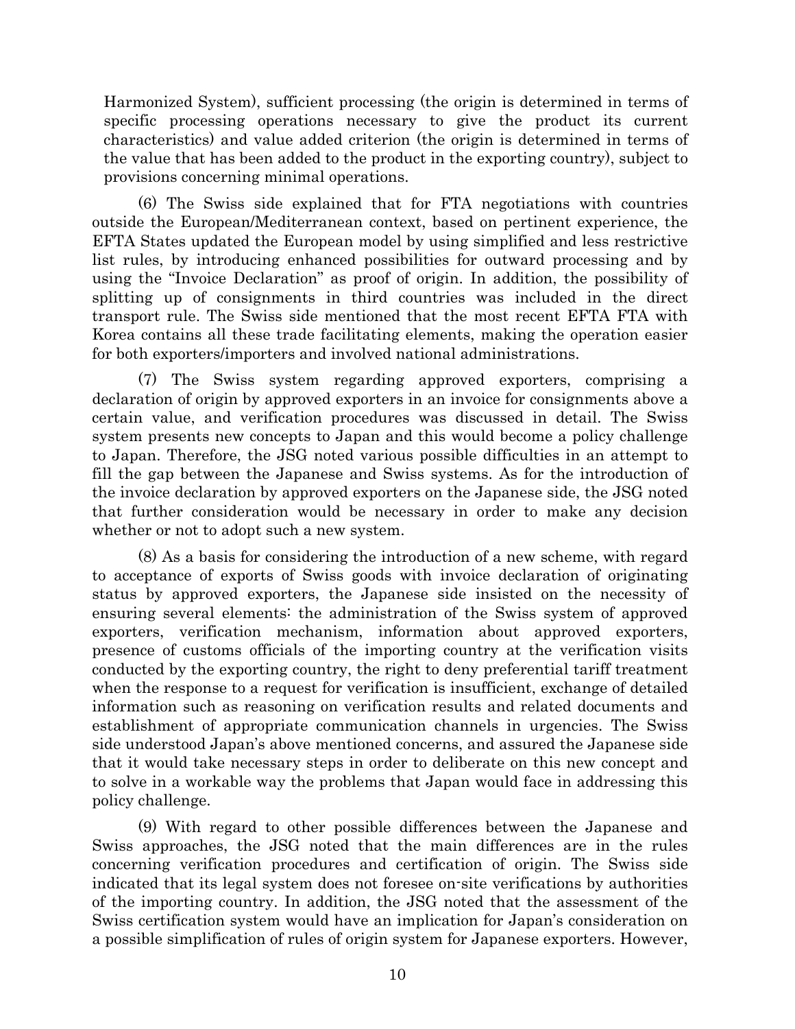Harmonized System), sufficient processing (the origin is determined in terms of specific processing operations necessary to give the product its current characteristics) and value added criterion (the origin is determined in terms of the value that has been added to the product in the exporting country), subject to provisions concerning minimal operations.

(6) The Swiss side explained that for FTA negotiations with countries outside the European/Mediterranean context, based on pertinent experience, the EFTA States updated the European model by using simplified and less restrictive list rules, by introducing enhanced possibilities for outward processing and by using the "Invoice Declaration" as proof of origin. In addition, the possibility of splitting up of consignments in third countries was included in the direct transport rule. The Swiss side mentioned that the most recent EFTA FTA with Korea contains all these trade facilitating elements, making the operation easier for both exporters/importers and involved national administrations.

(7) The Swiss system regarding approved exporters, comprising a declaration of origin by approved exporters in an invoice for consignments above a certain value, and verification procedures was discussed in detail. The Swiss system presents new concepts to Japan and this would become a policy challenge to Japan. Therefore, the JSG noted various possible difficulties in an attempt to fill the gap between the Japanese and Swiss systems. As for the introduction of the invoice declaration by approved exporters on the Japanese side, the JSG noted that further consideration would be necessary in order to make any decision whether or not to adopt such a new system.

(8) As a basis for considering the introduction of a new scheme, with regard to acceptance of exports of Swiss goods with invoice declaration of originating status by approved exporters, the Japanese side insisted on the necessity of ensuring several elements: the administration of the Swiss system of approved exporters, verification mechanism, information about approved exporters, presence of customs officials of the importing country at the verification visits conducted by the exporting country, the right to deny preferential tariff treatment when the response to a request for verification is insufficient, exchange of detailed information such as reasoning on verification results and related documents and establishment of appropriate communication channels in urgencies. The Swiss side understood Japan's above mentioned concerns, and assured the Japanese side that it would take necessary steps in order to deliberate on this new concept and to solve in a workable way the problems that Japan would face in addressing this policy challenge.

(9) With regard to other possible differences between the Japanese and Swiss approaches, the JSG noted that the main differences are in the rules concerning verification procedures and certification of origin. The Swiss side indicated that its legal system does not foresee on-site verifications by authorities of the importing country. In addition, the JSG noted that the assessment of the Swiss certification system would have an implication for Japan's consideration on a possible simplification of rules of origin system for Japanese exporters. However,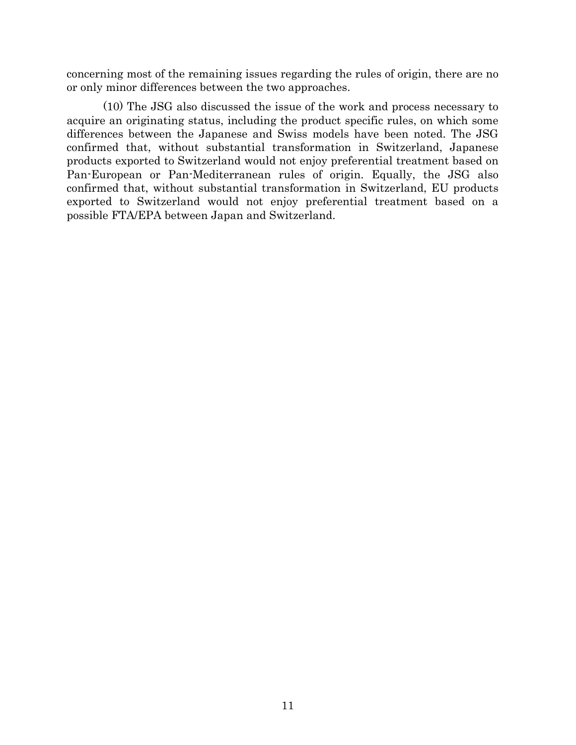concerning most of the remaining issues regarding the rules of origin, there are no or only minor differences between the two approaches.

(10) The JSG also discussed the issue of the work and process necessary to acquire an originating status, including the product specific rules, on which some differences between the Japanese and Swiss models have been noted. The JSG confirmed that, without substantial transformation in Switzerland, Japanese products exported to Switzerland would not enjoy preferential treatment based on Pan-European or Pan-Mediterranean rules of origin. Equally, the JSG also confirmed that, without substantial transformation in Switzerland, EU products exported to Switzerland would not enjoy preferential treatment based on a possible FTA/EPA between Japan and Switzerland.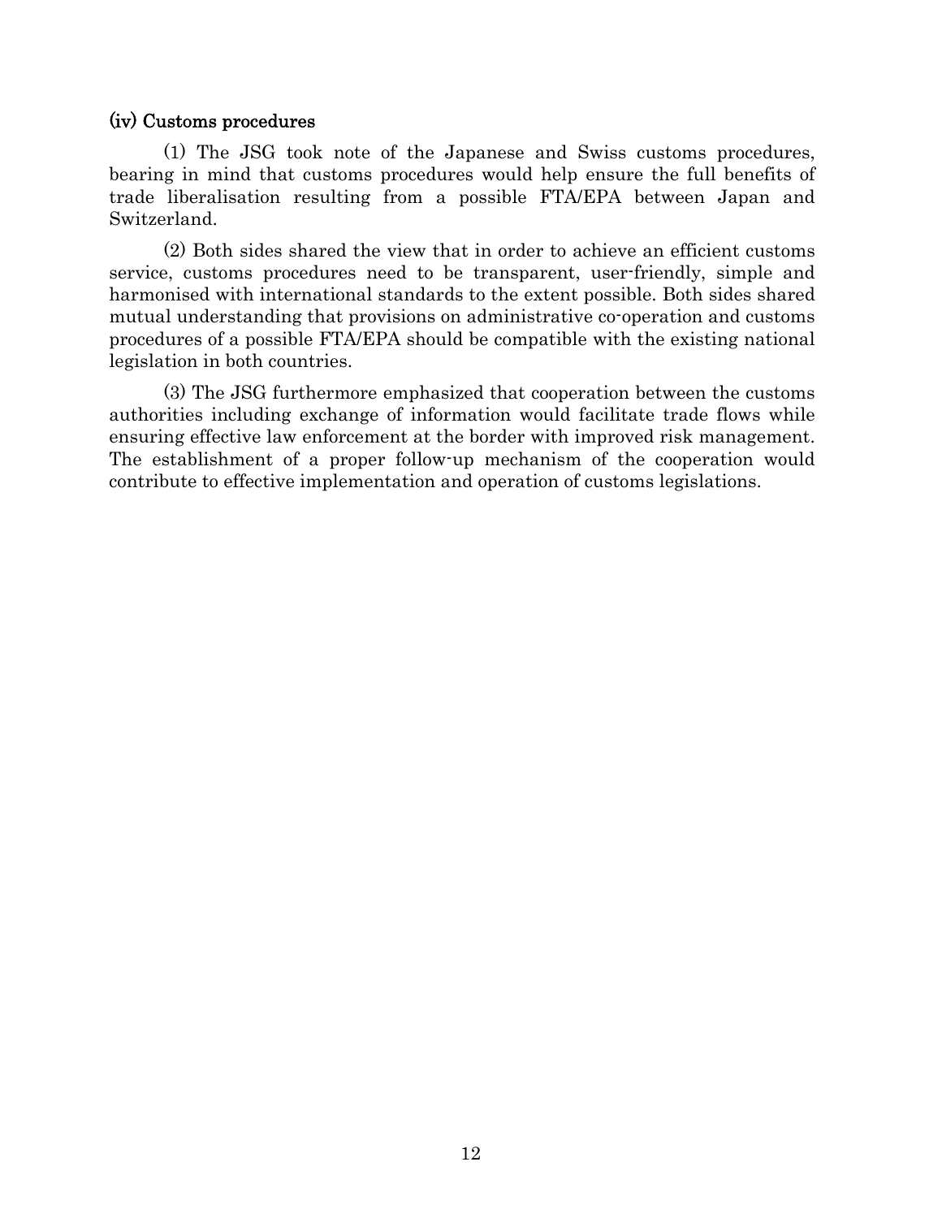### (iv) Customs procedures

(1) The JSG took note of the Japanese and Swiss customs procedures, bearing in mind that customs procedures would help ensure the full benefits of trade liberalisation resulting from a possible FTA/EPA between Japan and Switzerland.

(2) Both sides shared the view that in order to achieve an efficient customs service, customs procedures need to be transparent, user-friendly, simple and harmonised with international standards to the extent possible. Both sides shared mutual understanding that provisions on administrative co-operation and customs procedures of a possible FTA/EPA should be compatible with the existing national legislation in both countries.

(3) The JSG furthermore emphasized that cooperation between the customs authorities including exchange of information would facilitate trade flows while ensuring effective law enforcement at the border with improved risk management. The establishment of a proper follow-up mechanism of the cooperation would contribute to effective implementation and operation of customs legislations.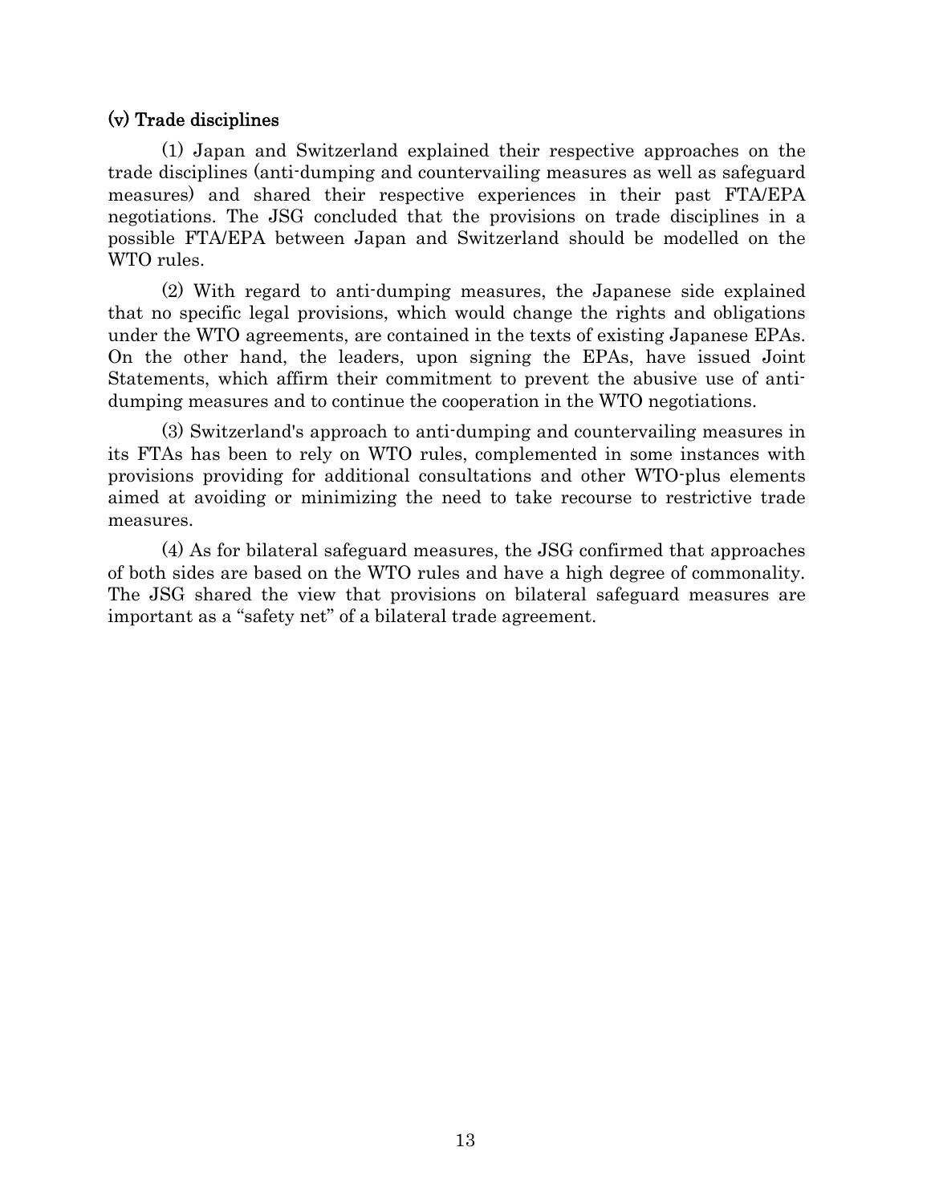### (v) Trade disciplines

(1) Japan and Switzerland explained their respective approaches on the trade disciplines (anti-dumping and countervailing measures as well as safeguard measures) and shared their respective experiences in their past FTA/EPA negotiations. The JSG concluded that the provisions on trade disciplines in a possible FTA/EPA between Japan and Switzerland should be modelled on the WTO rules.

(2) With regard to anti-dumping measures, the Japanese side explained that no specific legal provisions, which would change the rights and obligations under the WTO agreements, are contained in the texts of existing Japanese EPAs. On the other hand, the leaders, upon signing the EPAs, have issued Joint Statements, which affirm their commitment to prevent the abusive use of anti-dumping measures and to continue the cooperation in the WTO negotiations.

(3) Switzerland's approach to anti-dumping and countervailing measures in its FTAs has been to rely on WTO rules, complemented in some instances with provisions providing for additional consultations and other WTO-plus elements aimed at avoiding or minimizing the need to take recourse to restrictive trade measures.

(4) As for bilateral safeguard measures, the JSG confirmed that approaches of both sides are based on the WTO rules and have a high degree of commonality. The JSG shared the view that provisions on bilateral safeguard measures are important as a “safety net” of a bilateral trade agreement.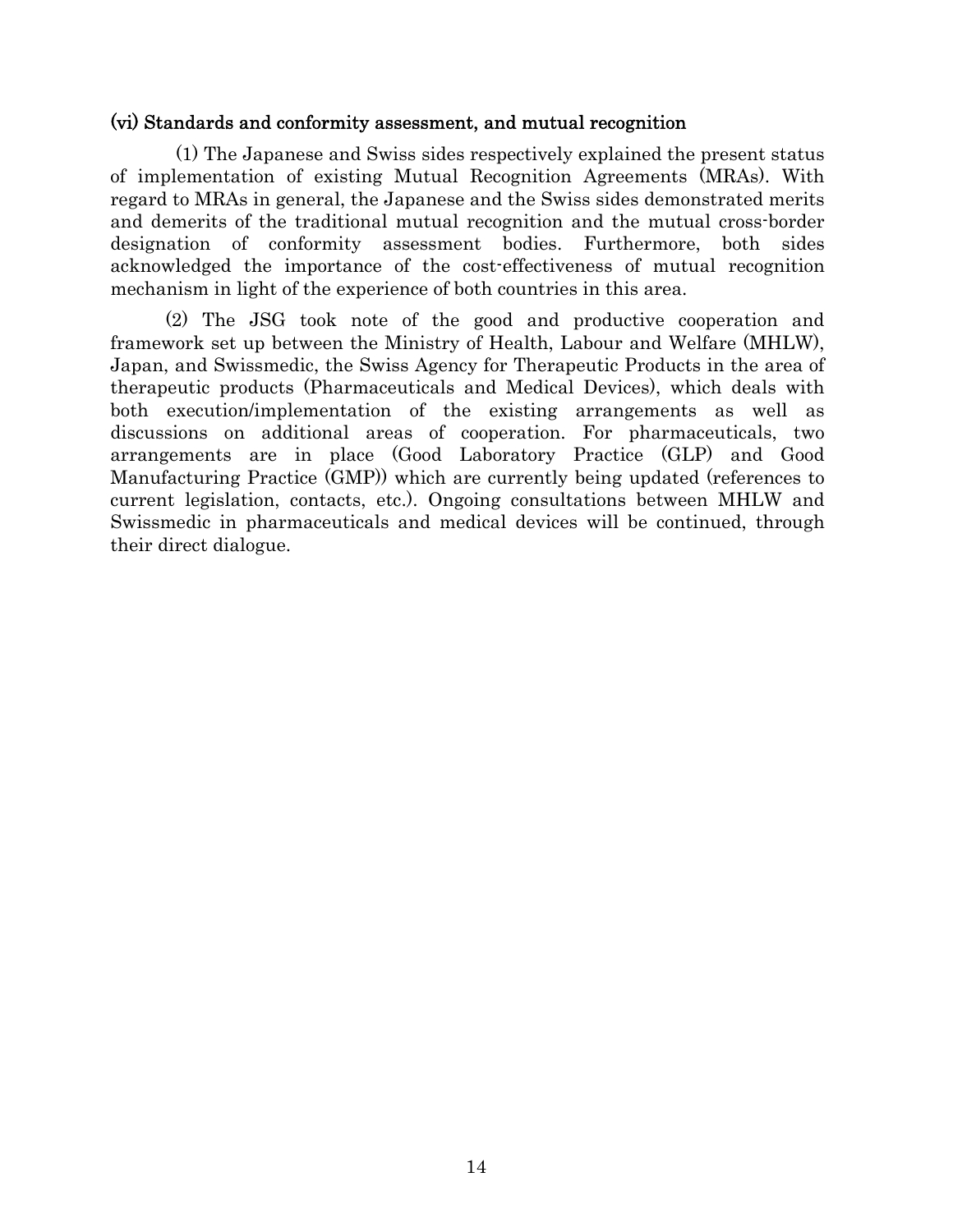### (vi) Standards and conformity assessment, and mutual recognition

(1) The Japanese and Swiss sides respectively explained the present status of implementation of existing Mutual Recognition Agreements (MRAs). With regard to MRAs in general, the Japanese and the Swiss sides demonstrated merits and demerits of the traditional mutual recognition and the mutual cross-border designation of conformity assessment bodies. Furthermore, both sides acknowledged the importance of the cost-effectiveness of mutual recognition mechanism in light of the experience of both countries in this area.

(2) The JSG took note of the good and productive cooperation and framework set up between the Ministry of Health, Labour and Welfare (MHLW), Japan, and Swissmedic, the Swiss Agency for Therapeutic Products in the area of therapeutic products (Pharmaceuticals and Medical Devices), which deals with both execution/implementation of the existing arrangements as well as discussions on additional areas of cooperation. For pharmaceuticals, two arrangements are in place (Good Laboratory Practice (GLP) and Good Manufacturing Practice (GMP)) which are currently being updated (references to current legislation, contacts, etc.). Ongoing consultations between MHLW and Swissmedic in pharmaceuticals and medical devices will be continued, through their direct dialogue.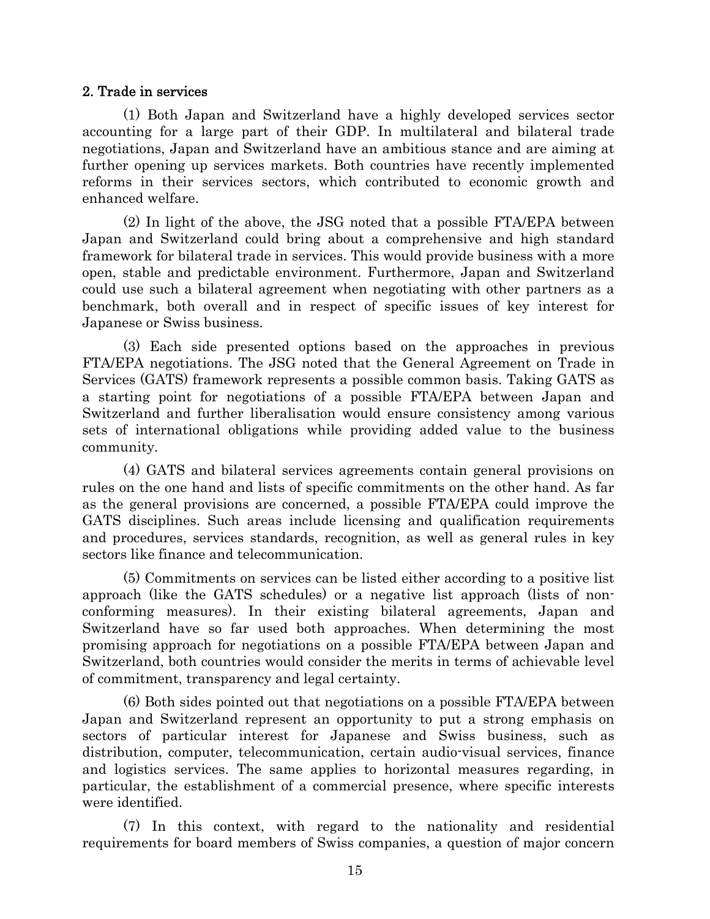## 2. Trade in services

(1) Both Japan and Switzerland have a highly developed services sector accounting for a large part of their GDP. In multilateral and bilateral trade negotiations, Japan and Switzerland have an ambitious stance and are aiming at further opening up services markets. Both countries have recently implemented reforms in their services sectors, which contributed to economic growth and enhanced welfare.

(2) In light of the above, the JSG noted that a possible FTA/EPA between Japan and Switzerland could bring about a comprehensive and high standard framework for bilateral trade in services. This would provide business with a more open, stable and predictable environment. Furthermore, Japan and Switzerland could use such a bilateral agreement when negotiating with other partners as a benchmark, both overall and in respect of specific issues of key interest for Japanese or Swiss business.

(3) Each side presented options based on the approaches in previous FTA/EPA negotiations. The JSG noted that the General Agreement on Trade in Services (GATS) framework represents a possible common basis. Taking GATS as a starting point for negotiations of a possible FTA/EPA between Japan and Switzerland and further liberalisation would ensure consistency among various sets of international obligations while providing added value to the business community.

(4) GATS and bilateral services agreements contain general provisions on rules on the one hand and lists of specific commitments on the other hand. As far as the general provisions are concerned, a possible FTA/EPA could improve the GATS disciplines. Such areas include licensing and qualification requirements and procedures, services standards, recognition, as well as general rules in key sectors like finance and telecommunication.

(5) Commitments on services can be listed either according to a positive list approach (like the GATS schedules) or a negative list approach (lists of non-conforming measures). In their existing bilateral agreements, Japan and Switzerland have so far used both approaches. When determining the most promising approach for negotiations on a possible FTA/EPA between Japan and Switzerland, both countries would consider the merits in terms of achievable level of commitment, transparency and legal certainty.

(6) Both sides pointed out that negotiations on a possible FTA/EPA between Japan and Switzerland represent an opportunity to put a strong emphasis on sectors of particular interest for Japanese and Swiss business, such as distribution, computer, telecommunication, certain audio-visual services, finance and logistics services. The same applies to horizontal measures regarding, in particular, the establishment of a commercial presence, where specific interests were identified.

(7) In this context, with regard to the nationality and residential requirements for board members of Swiss companies, a question of major concern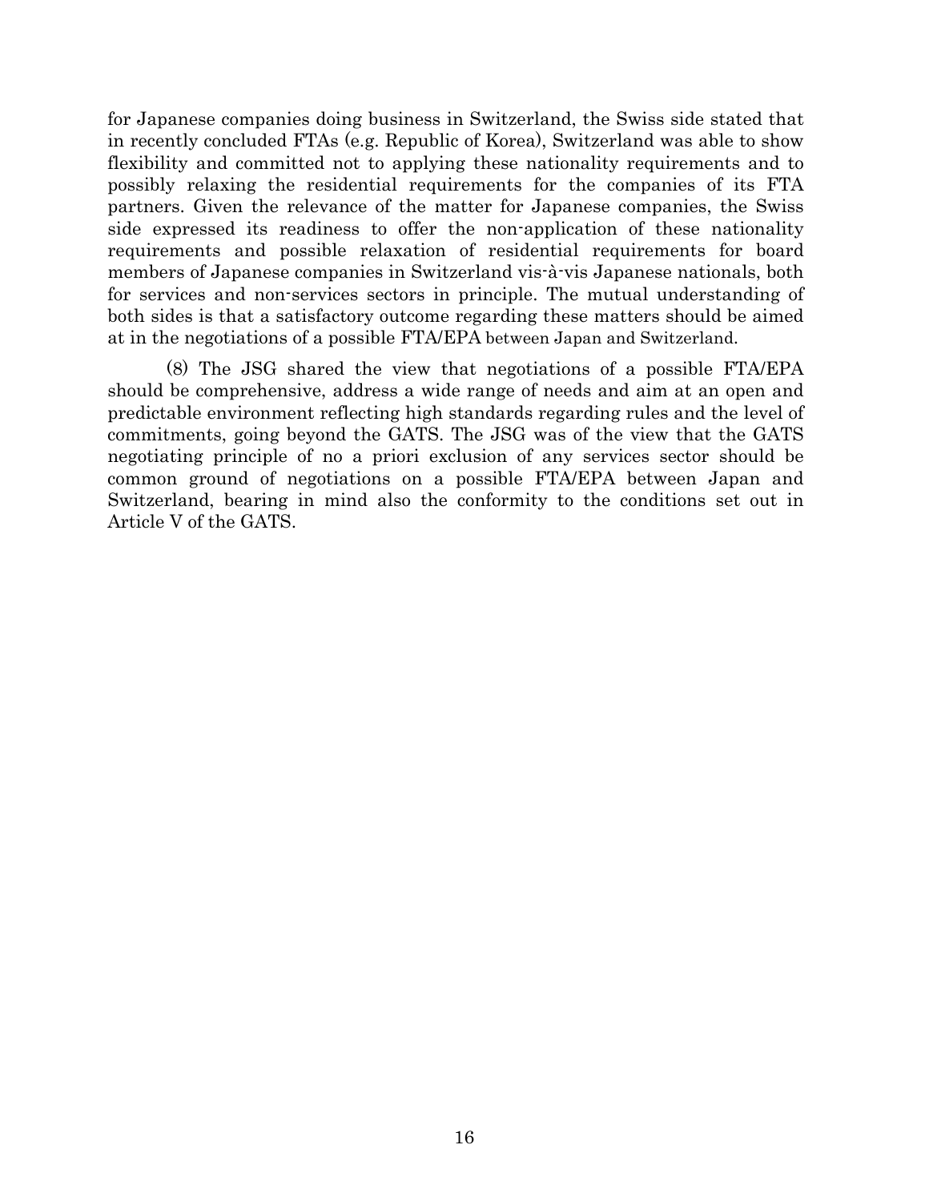for Japanese companies doing business in Switzerland, the Swiss side stated that in recently concluded FTAs (e.g. Republic of Korea), Switzerland was able to show flexibility and committed not to applying these nationality requirements and to possibly relaxing the residential requirements for the companies of its FTA partners. Given the relevance of the matter for Japanese companies, the Swiss side expressed its readiness to offer the non-application of these nationality requirements and possible relaxation of residential requirements for board members of Japanese companies in Switzerland vis-à-vis Japanese nationals, both for services and non-services sectors in principle. The mutual understanding of both sides is that a satisfactory outcome regarding these matters should be aimed at in the negotiations of a possible FTA/EPA between Japan and Switzerland.

(8) The JSG shared the view that negotiations of a possible FTA/EPA should be comprehensive, address a wide range of needs and aim at an open and predictable environment reflecting high standards regarding rules and the level of commitments, going beyond the GATS. The JSG was of the view that the GATS negotiating principle of no a priori exclusion of any services sector should be common ground of negotiations on a possible FTA/EPA between Japan and Switzerland, bearing in mind also the conformity to the conditions set out in Article V of the GATS.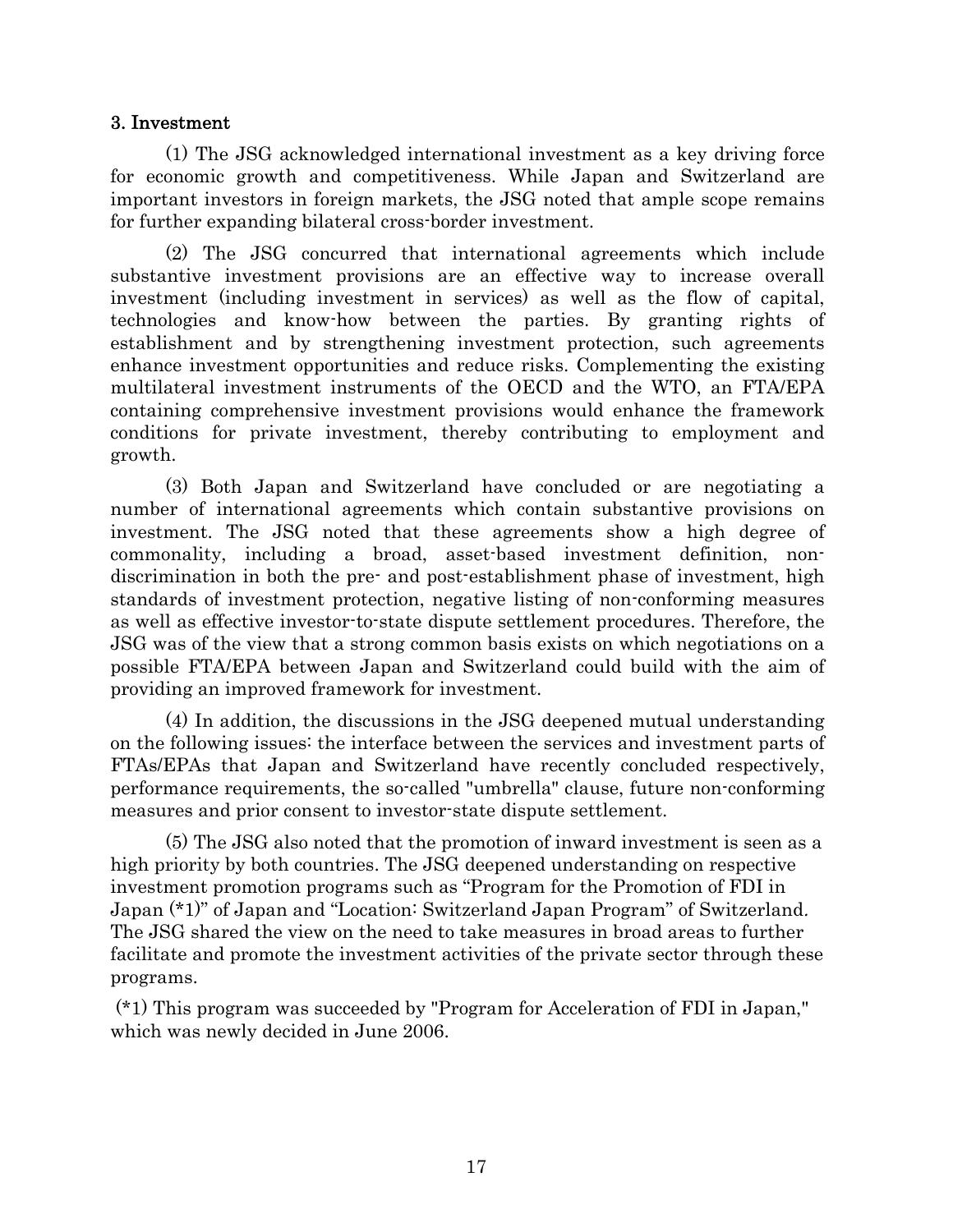## 3. Investment

(1) The JSG acknowledged international investment as a key driving force for economic growth and competitiveness. While Japan and Switzerland are important investors in foreign markets, the JSG noted that ample scope remains for further expanding bilateral cross-border investment.

(2) The JSG concurred that international agreements which include substantive investment provisions are an effective way to increase overall investment (including investment in services) as well as the flow of capital, technologies and know-how between the parties. By granting rights of establishment and by strengthening investment protection, such agreements enhance investment opportunities and reduce risks. Complementing the existing multilateral investment instruments of the OECD and the WTO, an FTA/EPA containing comprehensive investment provisions would enhance the framework conditions for private investment, thereby contributing to employment and growth.

(3) Both Japan and Switzerland have concluded or are negotiating a number of international agreements which contain substantive provisions on investment. The JSG noted that these agreements show a high degree of commonality, including a broad, asset-based investment definition, non-discrimination in both the pre- and post-establishment phase of investment, high standards of investment protection, negative listing of non-conforming measures as well as effective investor-to-state dispute settlement procedures. Therefore, the JSG was of the view that a strong common basis exists on which negotiations on a possible FTA/EPA between Japan and Switzerland could build with the aim of providing an improved framework for investment.

(4) In addition, the discussions in the JSG deepened mutual understanding on the following issues: the interface between the services and investment parts of FTAs/EPAs that Japan and Switzerland have recently concluded respectively, performance requirements, the so-called "umbrella" clause, future non-conforming measures and prior consent to investor-state dispute settlement.

(5) The JSG also noted that the promotion of inward investment is seen as a high priority by both countries. The JSG deepened understanding on respective investment promotion programs such as "Program for the Promotion of FDI in Japan (*1)" of Japan and "Location: Switzerland Japan Program" of Switzerland. The JSG shared the view on the need to take measures in broad areas to further facilitate and promote the investment activities of the private sector through these programs.

(*1) This program was succeeded by "Program for Acceleration of FDI in Japan," which was newly decided in June 2006.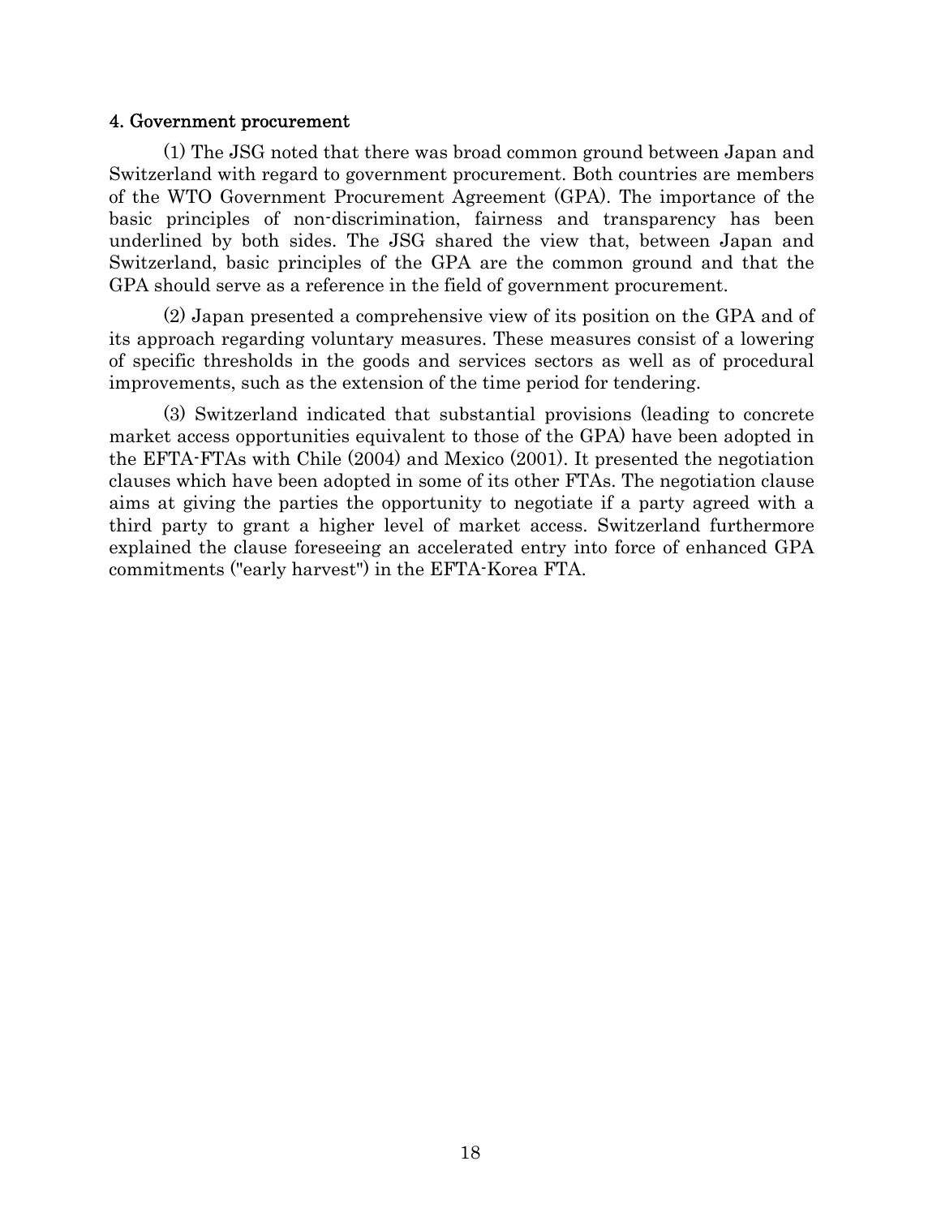### 4. Government procurement

(1) The JSG noted that there was broad common ground between Japan and Switzerland with regard to government procurement. Both countries are members of the WTO Government Procurement Agreement (GPA). The importance of the basic principles of non-discrimination, fairness and transparency has been underlined by both sides. The JSG shared the view that, between Japan and Switzerland, basic principles of the GPA are the common ground and that the GPA should serve as a reference in the field of government procurement.

(2) Japan presented a comprehensive view of its position on the GPA and of its approach regarding voluntary measures. These measures consist of a lowering of specific thresholds in the goods and services sectors as well as of procedural improvements, such as the extension of the time period for tendering.

(3) Switzerland indicated that substantial provisions (leading to concrete market access opportunities equivalent to those of the GPA) have been adopted in the EFTA-FTAs with Chile (2004) and Mexico (2001). It presented the negotiation clauses which have been adopted in some of its other FTAs. The negotiation clause aims at giving the parties the opportunity to negotiate if a party agreed with a third party to grant a higher level of market access. Switzerland furthermore explained the clause foreseeing an accelerated entry into force of enhanced GPA commitments ("early harvest") in the EFTA-Korea FTA.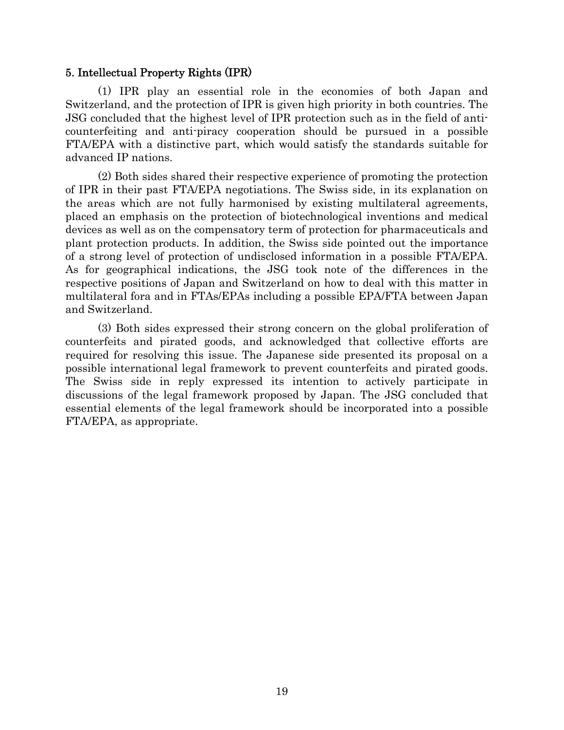## 5. Intellectual Property Rights (IPR)

(1) IPR play an essential role in the economies of both Japan and Switzerland, and the protection of IPR is given high priority in both countries. The JSG concluded that the highest level of IPR protection such as in the field of anti-counterfeiting and anti-piracy cooperation should be pursued in a possible FTA/EPA with a distinctive part, which would satisfy the standards suitable for advanced IP nations.

(2) Both sides shared their respective experience of promoting the protection of IPR in their past FTA/EPA negotiations. The Swiss side, in its explanation on the areas which are not fully harmonised by existing multilateral agreements, placed an emphasis on the protection of biotechnological inventions and medical devices as well as on the compensatory term of protection for pharmaceuticals and plant protection products. In addition, the Swiss side pointed out the importance of a strong level of protection of undisclosed information in a possible FTA/EPA. As for geographical indications, the JSG took note of the differences in the respective positions of Japan and Switzerland on how to deal with this matter in multilateral fora and in FTAs/EPAs including a possible EPA/FTA between Japan and Switzerland.

(3) Both sides expressed their strong concern on the global proliferation of counterfeits and pirated goods, and acknowledged that collective efforts are required for resolving this issue. The Japanese side presented its proposal on a possible international legal framework to prevent counterfeits and pirated goods. The Swiss side in reply expressed its intention to actively participate in discussions of the legal framework proposed by Japan. The JSG concluded that essential elements of the legal framework should be incorporated into a possible FTA/EPA, as appropriate.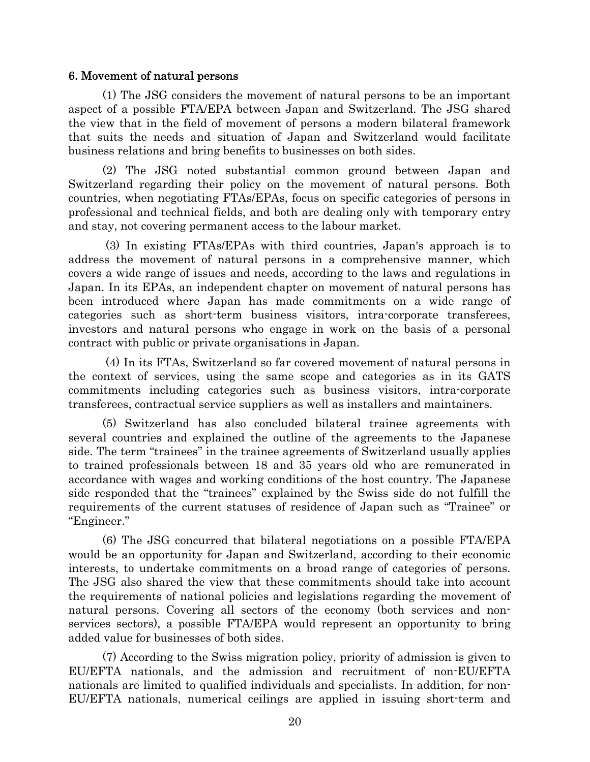## 6. Movement of natural persons

(1) The JSG considers the movement of natural persons to be an important aspect of a possible FTA/EPA between Japan and Switzerland. The JSG shared the view that in the field of movement of persons a modern bilateral framework that suits the needs and situation of Japan and Switzerland would facilitate business relations and bring benefits to businesses on both sides.

(2) The JSG noted substantial common ground between Japan and Switzerland regarding their policy on the movement of natural persons. Both countries, when negotiating FTAs/EPAs, focus on specific categories of persons in professional and technical fields, and both are dealing only with temporary entry and stay, not covering permanent access to the labour market.

(3) In existing FTAs/EPAs with third countries, Japan's approach is to address the movement of natural persons in a comprehensive manner, which covers a wide range of issues and needs, according to the laws and regulations in Japan. In its EPAs, an independent chapter on movement of natural persons has been introduced where Japan has made commitments on a wide range of categories such as short-term business visitors, intra-corporate transferees, investors and natural persons who engage in work on the basis of a personal contract with public or private organisations in Japan.

(4) In its FTAs, Switzerland so far covered movement of natural persons in the context of services, using the same scope and categories as in its GATS commitments including categories such as business visitors, intra-corporate transferees, contractual service suppliers as well as installers and maintainers.

(5) Switzerland has also concluded bilateral trainee agreements with several countries and explained the outline of the agreements to the Japanese side. The term "trainees" in the trainee agreements of Switzerland usually applies to trained professionals between 18 and 35 years old who are remunerated in accordance with wages and working conditions of the host country. The Japanese side responded that the "trainees" explained by the Swiss side do not fulfill the requirements of the current statuses of residence of Japan such as "Trainee" or "Engineer."

(6) The JSG concurred that bilateral negotiations on a possible FTA/EPA would be an opportunity for Japan and Switzerland, according to their economic interests, to undertake commitments on a broad range of categories of persons. The JSG also shared the view that these commitments should take into account the requirements of national policies and legislations regarding the movement of natural persons. Covering all sectors of the economy (both services and non-services sectors), a possible FTA/EPA would represent an opportunity to bring added value for businesses of both sides.

(7) According to the Swiss migration policy, priority of admission is given to EU/EFTA nationals, and the admission and recruitment of non-EU/EFTA nationals are limited to qualified individuals and specialists. In addition, for non-EU/EFTA nationals, numerical ceilings are applied in issuing short-term and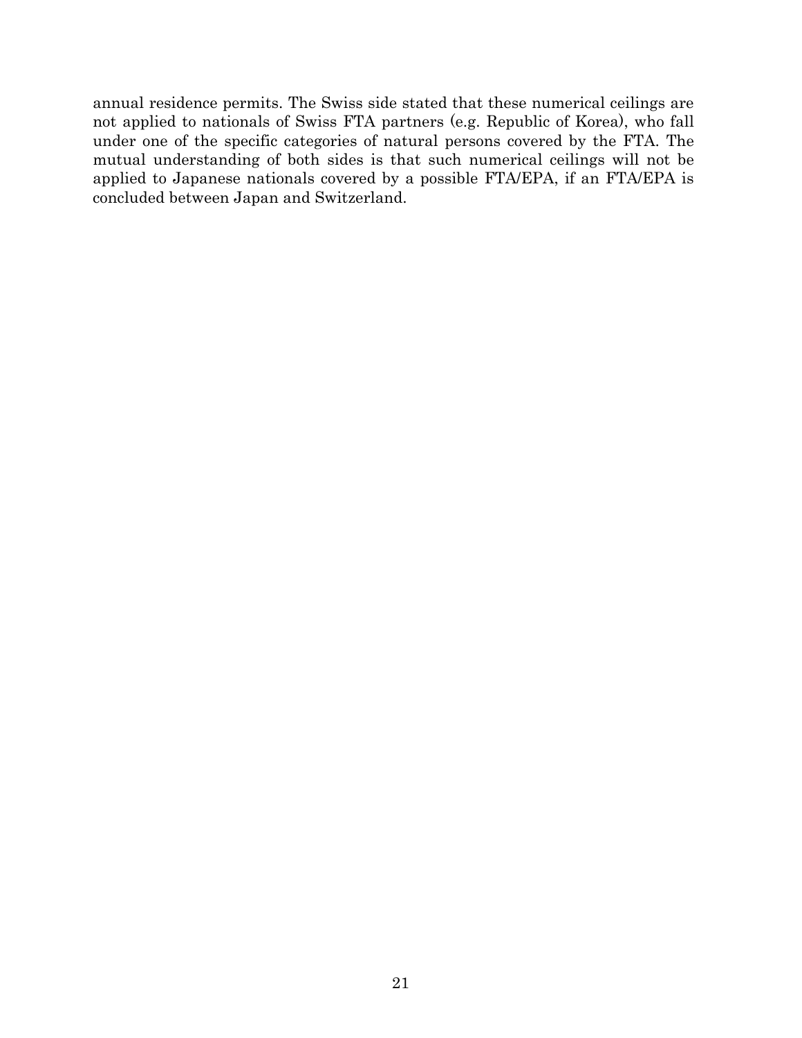annual residence permits. The Swiss side stated that these numerical ceilings are not applied to nationals of Swiss FTA partners (e.g. Republic of Korea), who fall under one of the specific categories of natural persons covered by the FTA. The mutual understanding of both sides is that such numerical ceilings will not be applied to Japanese nationals covered by a possible FTA/EPA, if an FTA/EPA is concluded between Japan and Switzerland.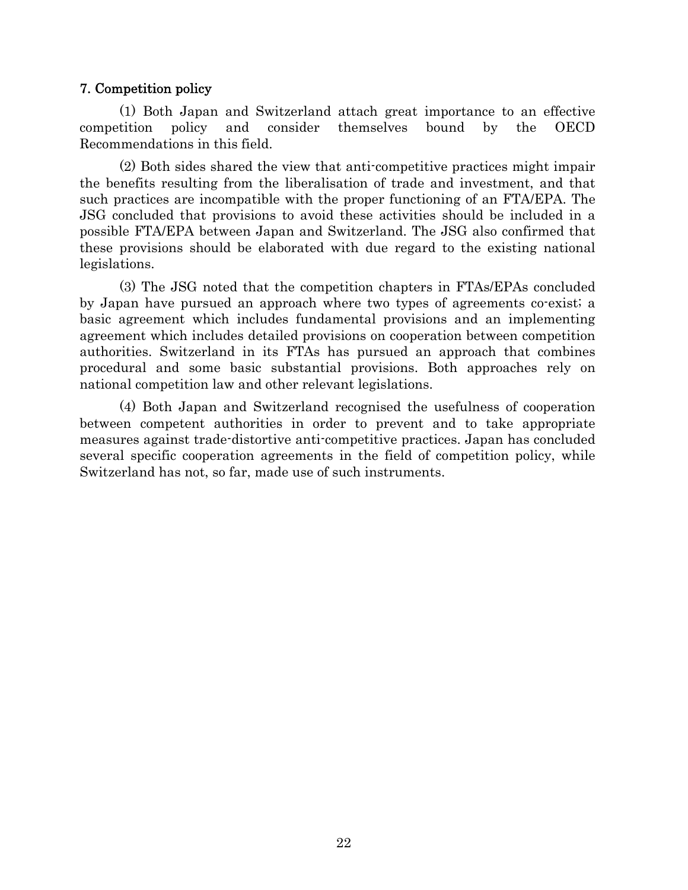## 7. Competition policy

(1) Both Japan and Switzerland attach great importance to an effective competition policy and consider themselves bound by the OECD Recommendations in this field.

(2) Both sides shared the view that anti-competitive practices might impair the benefits resulting from the liberalisation of trade and investment, and that such practices are incompatible with the proper functioning of an FTA/EPA. The JSG concluded that provisions to avoid these activities should be included in a possible FTA/EPA between Japan and Switzerland. The JSG also confirmed that these provisions should be elaborated with due regard to the existing national legislations.

(3) The JSG noted that the competition chapters in FTAs/EPAs concluded by Japan have pursued an approach where two types of agreements co-exist; a basic agreement which includes fundamental provisions and an implementing agreement which includes detailed provisions on cooperation between competition authorities. Switzerland in its FTAs has pursued an approach that combines procedural and some basic substantial provisions. Both approaches rely on national competition law and other relevant legislations.

(4) Both Japan and Switzerland recognised the usefulness of cooperation between competent authorities in order to prevent and to take appropriate measures against trade-distortive anti-competitive practices. Japan has concluded several specific cooperation agreements in the field of competition policy, while Switzerland has not, so far, made use of such instruments.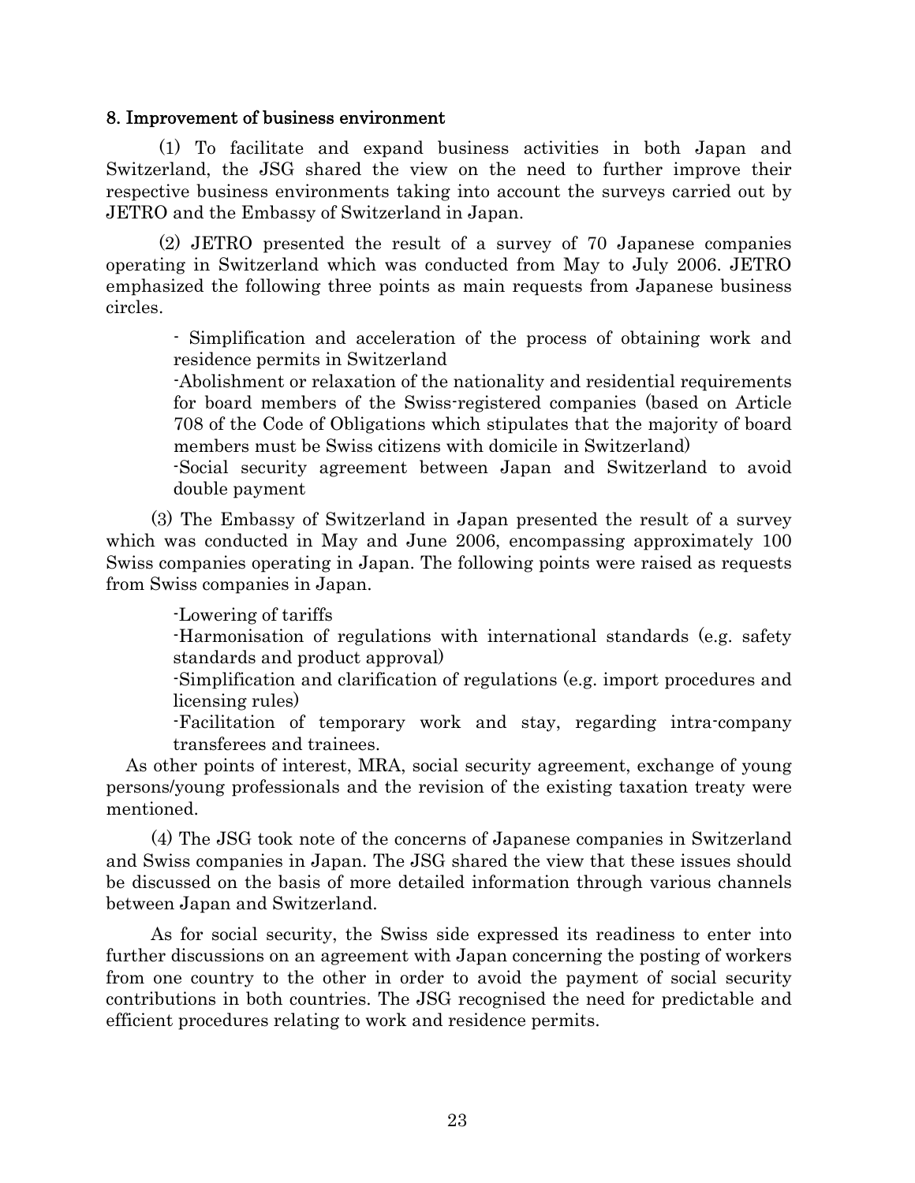## 8. Improvement of business environment

(1) To facilitate and expand business activities in both Japan and Switzerland, the JSG shared the view on the need to further improve their respective business environments taking into account the surveys carried out by JETRO and the Embassy of Switzerland in Japan.

(2) JETRO presented the result of a survey of 70 Japanese companies operating in Switzerland which was conducted from May to July 2006. JETRO emphasized the following three points as main requests from Japanese business circles.

- Simplification and acceleration of the process of obtaining work and residence permits in Switzerland
- Abolishment or relaxation of the nationality and residential requirements for board members of the Swiss-registered companies (based on Article 708 of the Code of Obligations which stipulates that the majority of board members must be Swiss citizens with domicile in Switzerland)
- Social security agreement between Japan and Switzerland to avoid double payment

(3) The Embassy of Switzerland in Japan presented the result of a survey which was conducted in May and June 2006, encompassing approximately 100 Swiss companies operating in Japan. The following points were raised as requests from Swiss companies in Japan.

- Lowering of tariffs
- Harmonisation of regulations with international standards (e.g. safety standards and product approval)
- Simplification and clarification of regulations (e.g. import procedures and licensing rules)
- Facilitation of temporary work and stay, regarding intra-company transferees and trainees.

As other points of interest, MRA, social security agreement, exchange of young persons/young professionals and the revision of the existing taxation treaty were mentioned.

(4) The JSG took note of the concerns of Japanese companies in Switzerland and Swiss companies in Japan. The JSG shared the view that these issues should be discussed on the basis of more detailed information through various channels between Japan and Switzerland.

As for social security, the Swiss side expressed its readiness to enter into further discussions on an agreement with Japan concerning the posting of workers from one country to the other in order to avoid the payment of social security contributions in both countries. The JSG recognised the need for predictable and efficient procedures relating to work and residence permits.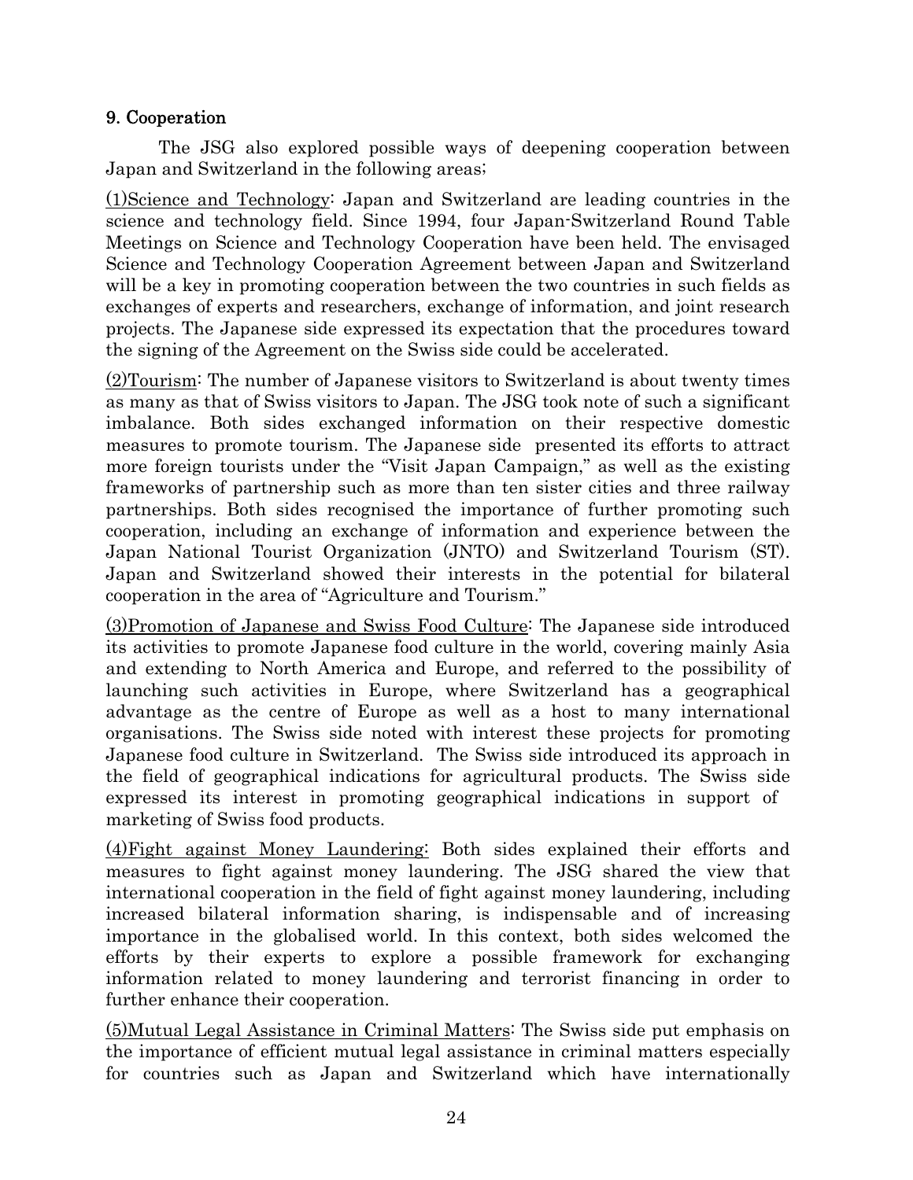## 9. Cooperation

The JSG also explored possible ways of deepening cooperation between Japan and Switzerland in the following areas;

(1)Science and Technology: Japan and Switzerland are leading countries in the science and technology field. Since 1994, four Japan-Switzerland Round Table Meetings on Science and Technology Cooperation have been held. The envisaged Science and Technology Cooperation Agreement between Japan and Switzerland will be a key in promoting cooperation between the two countries in such fields as exchanges of experts and researchers, exchange of information, and joint research projects. The Japanese side expressed its expectation that the procedures toward the signing of the Agreement on the Swiss side could be accelerated.

(2)Tourism: The number of Japanese visitors to Switzerland is about twenty times as many as that of Swiss visitors to Japan. The JSG took note of such a significant imbalance. Both sides exchanged information on their respective domestic measures to promote tourism. The Japanese side presented its efforts to attract more foreign tourists under the "Visit Japan Campaign," as well as the existing frameworks of partnership such as more than ten sister cities and three railway partnerships. Both sides recognised the importance of further promoting such cooperation, including an exchange of information and experience between the Japan National Tourist Organization (JNTO) and Switzerland Tourism (ST). Japan and Switzerland showed their interests in the potential for bilateral cooperation in the area of "Agriculture and Tourism."

(3)Promotion of Japanese and Swiss Food Culture: The Japanese side introduced its activities to promote Japanese food culture in the world, covering mainly Asia and extending to North America and Europe, and referred to the possibility of launching such activities in Europe, where Switzerland has a geographical advantage as the centre of Europe as well as a host to many international organisations. The Swiss side noted with interest these projects for promoting Japanese food culture in Switzerland. The Swiss side introduced its approach in the field of geographical indications for agricultural products. The Swiss side expressed its interest in promoting geographical indications in support of marketing of Swiss food products.

(4)Fight against Money Laundering: Both sides explained their efforts and measures to fight against money laundering. The JSG shared the view that international cooperation in the field of fight against money laundering, including increased bilateral information sharing, is indispensable and of increasing importance in the globalised world. In this context, both sides welcomed the efforts by their experts to explore a possible framework for exchanging information related to money laundering and terrorist financing in order to further enhance their cooperation.

(5)Mutual Legal Assistance in Criminal Matters: The Swiss side put emphasis on the importance of efficient mutual legal assistance in criminal matters especially for countries such as Japan and Switzerland which have internationally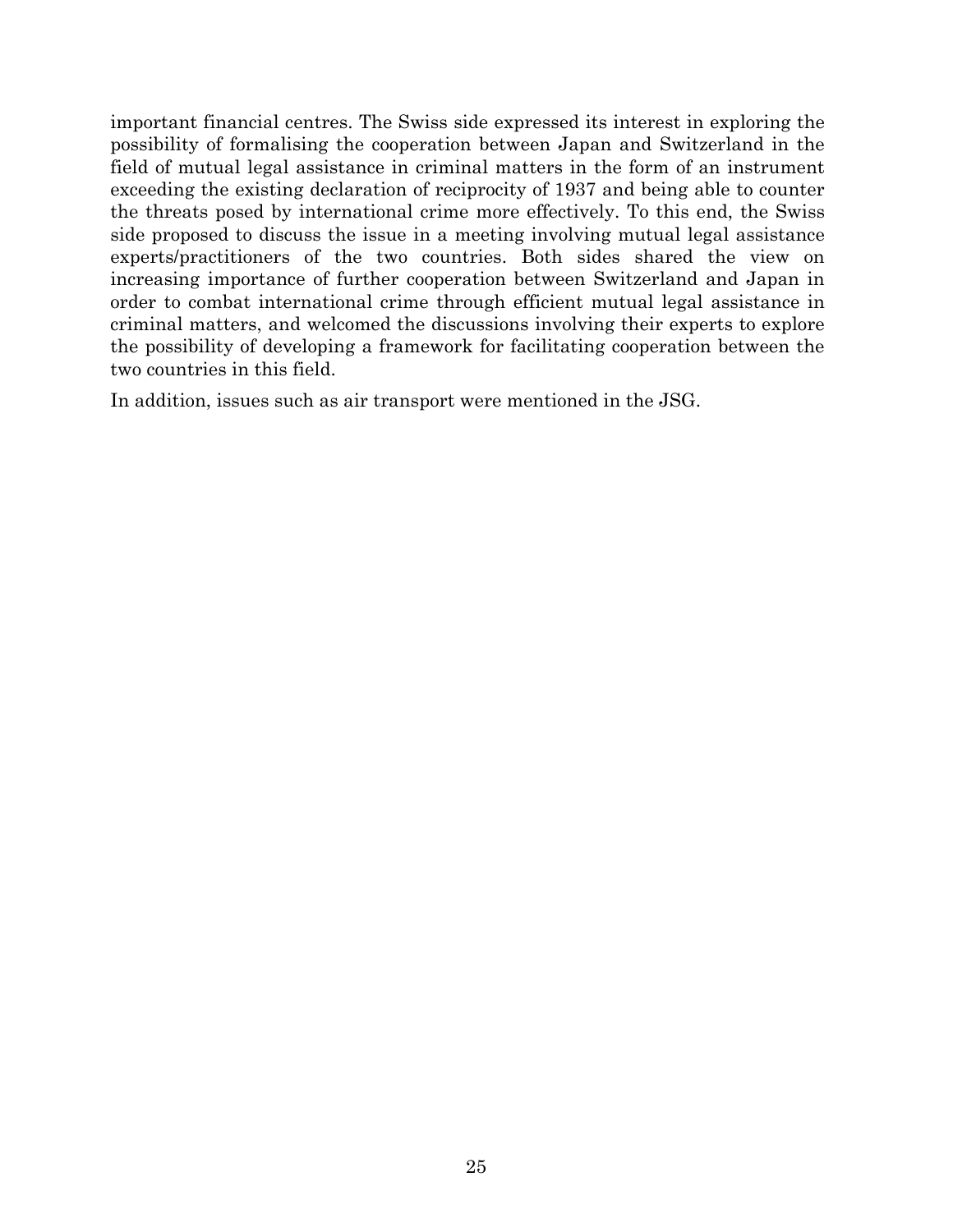important financial centres. The Swiss side expressed its interest in exploring the possibility of formalising the cooperation between Japan and Switzerland in the field of mutual legal assistance in criminal matters in the form of an instrument exceeding the existing declaration of reciprocity of 1937 and being able to counter the threats posed by international crime more effectively. To this end, the Swiss side proposed to discuss the issue in a meeting involving mutual legal assistance experts/practitioners of the two countries. Both sides shared the view on increasing importance of further cooperation between Switzerland and Japan in order to combat international crime through efficient mutual legal assistance in criminal matters, and welcomed the discussions involving their experts to explore the possibility of developing a framework for facilitating cooperation between the two countries in this field.

In addition, issues such as air transport were mentioned in the JSG.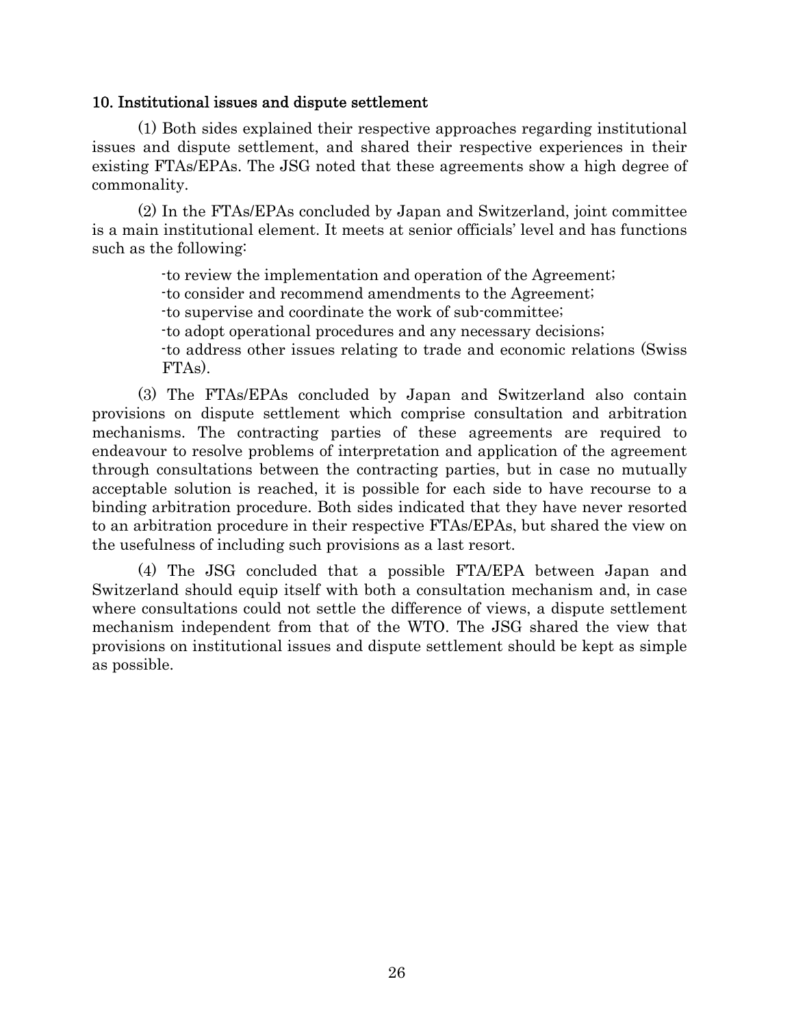### 10. Institutional issues and dispute settlement

(1) Both sides explained their respective approaches regarding institutional issues and dispute settlement, and shared their respective experiences in their existing FTAs/EPAs. The JSG noted that these agreements show a high degree of commonality.

(2) In the FTAs/EPAs concluded by Japan and Switzerland, joint committee is a main institutional element. It meets at senior officials' level and has functions such as the following:

- to review the implementation and operation of the Agreement;
- to consider and recommend amendments to the Agreement;
- to supervise and coordinate the work of sub-committee;
- to adopt operational procedures and any necessary decisions;
- to address other issues relating to trade and economic relations (Swiss FTAs).

(3) The FTAs/EPAs concluded by Japan and Switzerland also contain provisions on dispute settlement which comprise consultation and arbitration mechanisms. The contracting parties of these agreements are required to endeavour to resolve problems of interpretation and application of the agreement through consultations between the contracting parties, but in case no mutually acceptable solution is reached, it is possible for each side to have recourse to a binding arbitration procedure. Both sides indicated that they have never resorted to an arbitration procedure in their respective FTAs/EPAs, but shared the view on the usefulness of including such provisions as a last resort.

(4) The JSG concluded that a possible FTA/EPA between Japan and Switzerland should equip itself with both a consultation mechanism and, in case where consultations could not settle the difference of views, a dispute settlement mechanism independent from that of the WTO. The JSG shared the view that provisions on institutional issues and dispute settlement should be kept as simple as possible.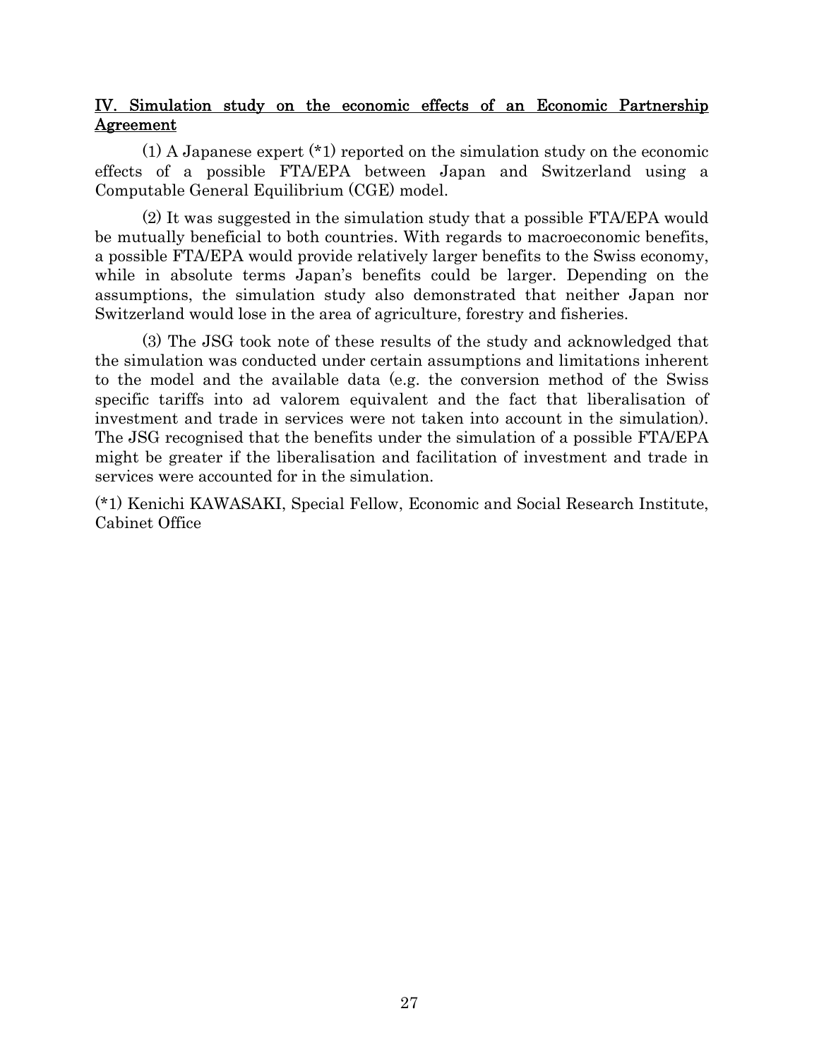## IV. Simulation study on the economic effects of an Economic Partnership Agreement

(1) A Japanese expert (*1) reported on the simulation study on the economic effects of a possible FTA/EPA between Japan and Switzerland using a Computable General Equilibrium (CGE) model.

(2) It was suggested in the simulation study that a possible FTA/EPA would be mutually beneficial to both countries. With regards to macroeconomic benefits, a possible FTA/EPA would provide relatively larger benefits to the Swiss economy, while in absolute terms Japan's benefits could be larger. Depending on the assumptions, the simulation study also demonstrated that neither Japan nor Switzerland would lose in the area of agriculture, forestry and fisheries.

(3) The JSG took note of these results of the study and acknowledged that the simulation was conducted under certain assumptions and limitations inherent to the model and the available data (e.g. the conversion method of the Swiss specific tariffs into ad valorem equivalent and the fact that liberalisation of investment and trade in services were not taken into account in the simulation). The JSG recognised that the benefits under the simulation of a possible FTA/EPA might be greater if the liberalisation and facilitation of investment and trade in services were accounted for in the simulation.

(*1) Kenichi KAWASAKI, Special Fellow, Economic and Social Research Institute, Cabinet Office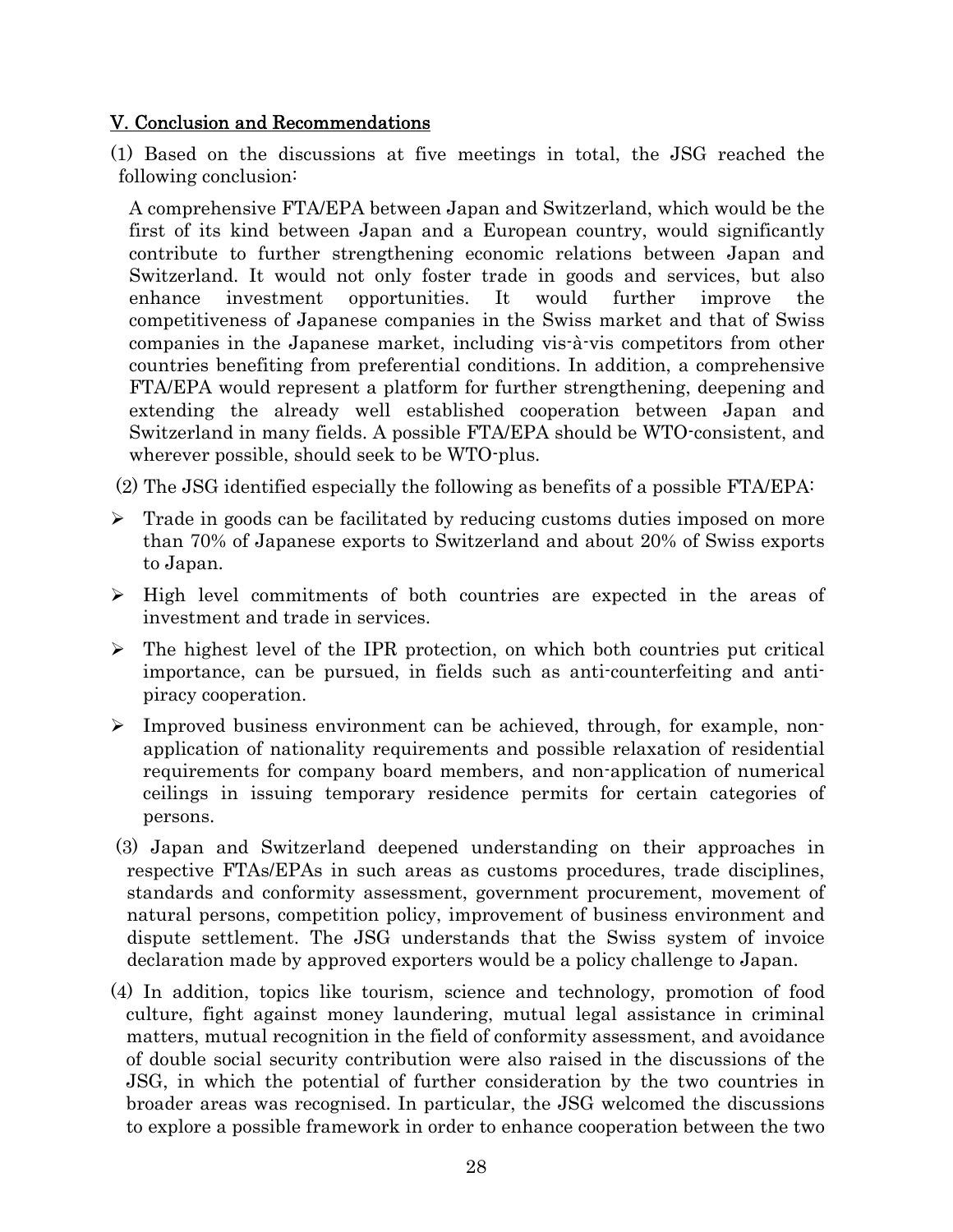## V. Conclusion and Recommendations

(1) Based on the discussions at five meetings in total, the JSG reached the following conclusion:

A comprehensive FTA/EPA between Japan and Switzerland, which would be the first of its kind between Japan and a European country, would significantly contribute to further strengthening economic relations between Japan and Switzerland. It would not only foster trade in goods and services, but also enhance investment opportunities. It would further improve the competitiveness of Japanese companies in the Swiss market and that of Swiss companies in the Japanese market, including vis-à-vis competitors from other countries benefiting from preferential conditions. In addition, a comprehensive FTA/EPA would represent a platform for further strengthening, deepening and extending the already well established cooperation between Japan and Switzerland in many fields. A possible FTA/EPA should be WTO-consistent, and wherever possible, should seek to be WTO-plus.

(2) The JSG identified especially the following as benefits of a possible FTA/EPA:

- Trade in goods can be facilitated by reducing customs duties imposed on more than 70% of Japanese exports to Switzerland and about 20% of Swiss exports to Japan.
- High level commitments of both countries are expected in the areas of investment and trade in services.
- The highest level of the IPR protection, on which both countries put critical importance, can be pursued, in fields such as anti-counterfeiting and anti-piracy cooperation.
- Improved business environment can be achieved, through, for example, non-application of nationality requirements and possible relaxation of residential requirements for company board members, and non-application of numerical ceilings in issuing temporary residence permits for certain categories of persons.

(3) Japan and Switzerland deepened understanding on their approaches in respective FTAs/EPAs in such areas as customs procedures, trade disciplines, standards and conformity assessment, government procurement, movement of natural persons, competition policy, improvement of business environment and dispute settlement. The JSG understands that the Swiss system of invoice declaration made by approved exporters would be a policy challenge to Japan.

(4) In addition, topics like tourism, science and technology, promotion of food culture, fight against money laundering, mutual legal assistance in criminal matters, mutual recognition in the field of conformity assessment, and avoidance of double social security contribution were also raised in the discussions of the JSG, in which the potential of further consideration by the two countries in broader areas was recognised. In particular, the JSG welcomed the discussions to explore a possible framework in order to enhance cooperation between the two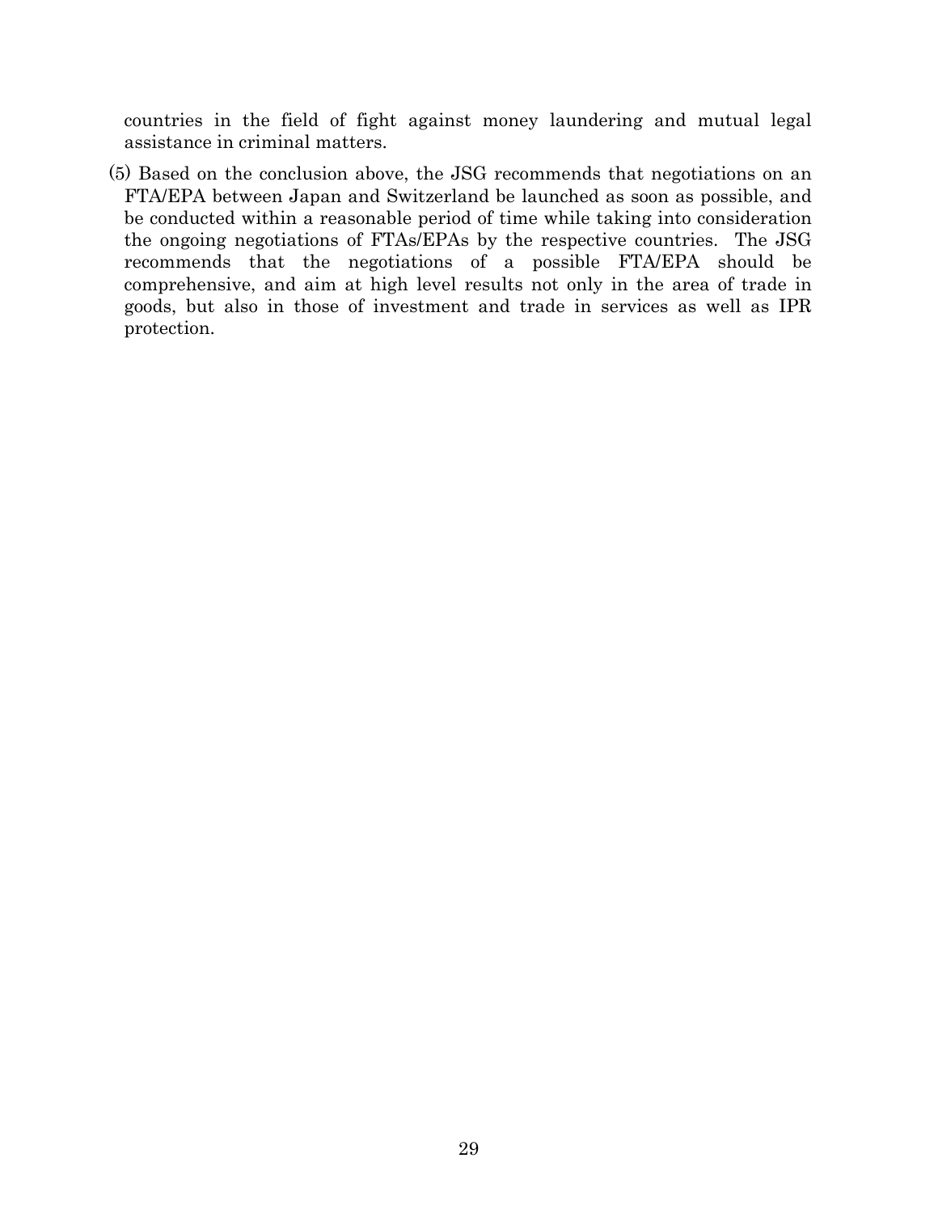countries in the field of fight against money laundering and mutual legal assistance in criminal matters.

(5) Based on the conclusion above, the JSG recommends that negotiations on an FTA/EPA between Japan and Switzerland be launched as soon as possible, and be conducted within a reasonable period of time while taking into consideration the ongoing negotiations of FTAs/EPAs by the respective countries. The JSG recommends that the negotiations of a possible FTA/EPA should be comprehensive, and aim at high level results not only in the area of trade in goods, but also in those of investment and trade in services as well as IPR protection.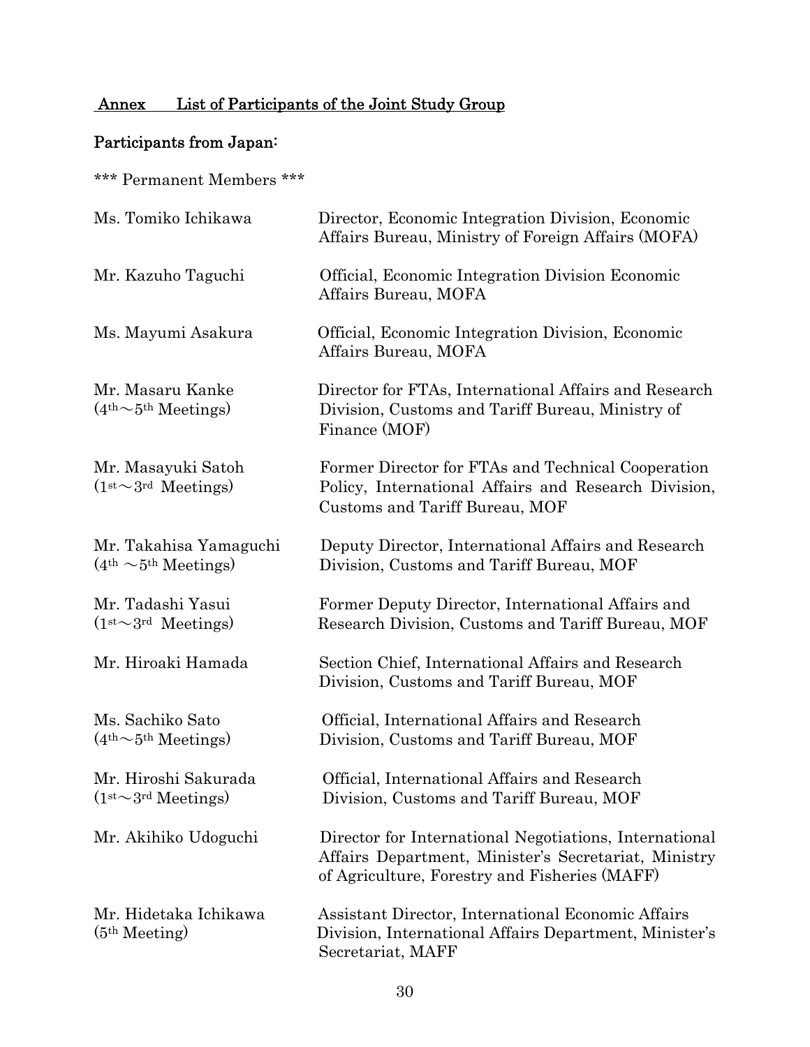## Annex List of Participants of the Joint Study Group

### Participants from Japan:

\*\*\* Permanent Members \*\*\*

| | |
|---|---|
| Ms. Tomiko Ichikawa | Director, Economic Integration Division, Economic Affairs Bureau, Ministry of Foreign Affairs (MOFA) |
| Mr. Kazuho Taguchi | Official, Economic Integration Division Economic Affairs Bureau, MOFA |
| Ms. Mayumi Asakura | Official, Economic Integration Division, Economic Affairs Bureau, MOFA |
| Mr. Masaru Kanke (4th～5th Meetings) | Director for FTAs, International Affairs and Research Division, Customs and Tariff Bureau, Ministry of Finance (MOF) |
| Mr. Masayuki Satoh (1st～3rd Meetings) | Former Director for FTAs and Technical Cooperation Policy, International Affairs and Research Division, Customs and Tariff Bureau, MOF |
| Mr. Takahisa Yamaguchi (4th ～5th Meetings) | Deputy Director, International Affairs and Research Division, Customs and Tariff Bureau, MOF |
| Mr. Tadashi Yasui (1st～3rd Meetings) | Former Deputy Director, International Affairs and Research Division, Customs and Tariff Bureau, MOF |
| Mr. Hiroaki Hamada | Section Chief, International Affairs and Research Division, Customs and Tariff Bureau, MOF |
| Ms. Sachiko Sato (4th～5th Meetings) | Official, International Affairs and Research Division, Customs and Tariff Bureau, MOF |
| Mr. Hiroshi Sakurada (1st～3rd Meetings) | Official, International Affairs and Research Division, Customs and Tariff Bureau, MOF |
| Mr. Akihiko Udoguchi | Director for International Negotiations, International Affairs Department, Minister's Secretariat, Ministry of Agriculture, Forestry and Fisheries (MAFF) |
| Mr. Hidetaka Ichikawa (5th Meeting) | Assistant Director, International Economic Affairs Division, International Affairs Department, Minister's Secretariat, MAFF |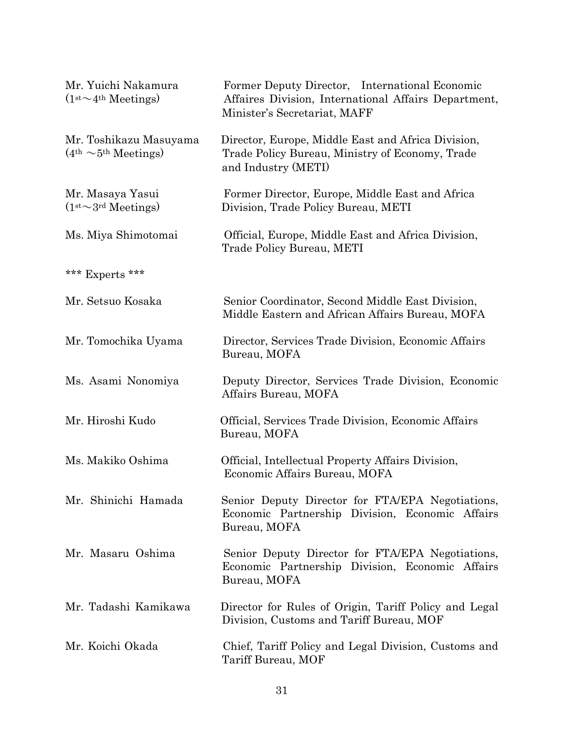Mr. Yuichi Nakamura (1st～4th Meetings) — Former Deputy Director, International Economic Affaires Division, International Affairs Department, Minister's Secretariat, MAFF

Mr. Toshikazu Masuyama (4th ～5th Meetings) — Director, Europe, Middle East and Africa Division, Trade Policy Bureau, Ministry of Economy, Trade and Industry (METI)

Mr. Masaya Yasui (1st～3rd Meetings) — Former Director, Europe, Middle East and Africa Division, Trade Policy Bureau, METI

Ms. Miya Shimotomai — Official, Europe, Middle East and Africa Division, Trade Policy Bureau, METI

*** Experts ***

Mr. Setsuo Kosaka — Senior Coordinator, Second Middle East Division, Middle Eastern and African Affairs Bureau, MOFA

Mr. Tomochika Uyama — Director, Services Trade Division, Economic Affairs Bureau, MOFA

Ms. Asami Nonomiya — Deputy Director, Services Trade Division, Economic Affairs Bureau, MOFA

Mr. Hiroshi Kudo — Official, Services Trade Division, Economic Affairs Bureau, MOFA

Ms. Makiko Oshima — Official, Intellectual Property Affairs Division, Economic Affairs Bureau, MOFA

Mr. Shinichi Hamada — Senior Deputy Director for FTA/EPA Negotiations, Economic Partnership Division, Economic Affairs Bureau, MOFA

Mr. Masaru Oshima — Senior Deputy Director for FTA/EPA Negotiations, Economic Partnership Division, Economic Affairs Bureau, MOFA

Mr. Tadashi Kamikawa — Director for Rules of Origin, Tariff Policy and Legal Division, Customs and Tariff Bureau, MOF

Mr. Koichi Okada — Chief, Tariff Policy and Legal Division, Customs and Tariff Bureau, MOF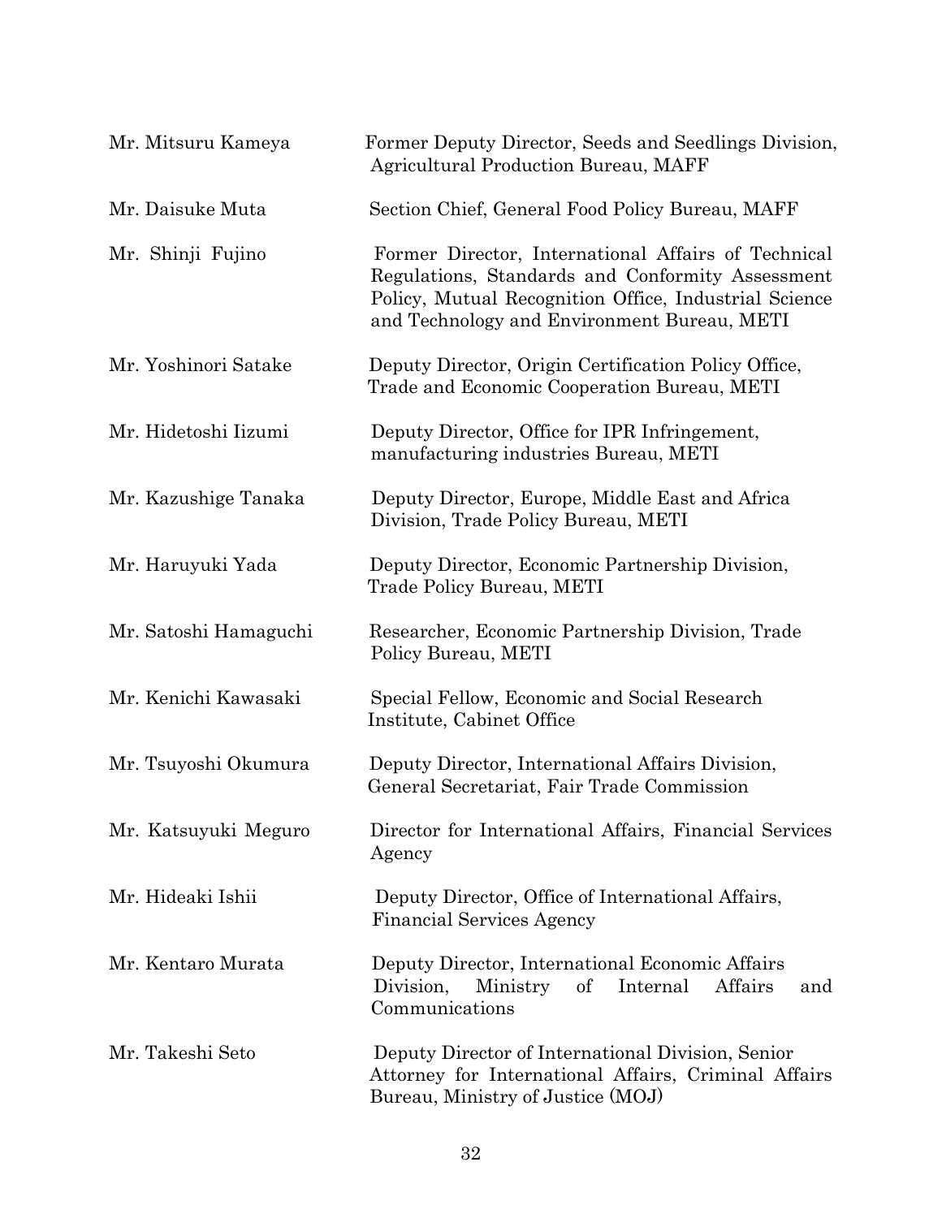| | |
|---|---|
| Mr. Mitsuru Kameya | Former Deputy Director, Seeds and Seedlings Division, Agricultural Production Bureau, MAFF |
| Mr. Daisuke Muta | Section Chief, General Food Policy Bureau, MAFF |
| Mr. Shinji Fujino | Former Director, International Affairs of Technical Regulations, Standards and Conformity Assessment Policy, Mutual Recognition Office, Industrial Science and Technology and Environment Bureau, METI |
| Mr. Yoshinori Satake | Deputy Director, Origin Certification Policy Office, Trade and Economic Cooperation Bureau, METI |
| Mr. Hidetoshi Iizumi | Deputy Director, Office for IPR Infringement, manufacturing industries Bureau, METI |
| Mr. Kazushige Tanaka | Deputy Director, Europe, Middle East and Africa Division, Trade Policy Bureau, METI |
| Mr. Haruyuki Yada | Deputy Director, Economic Partnership Division, Trade Policy Bureau, METI |
| Mr. Satoshi Hamaguchi | Researcher, Economic Partnership Division, Trade Policy Bureau, METI |
| Mr. Kenichi Kawasaki | Special Fellow, Economic and Social Research Institute, Cabinet Office |
| Mr. Tsuyoshi Okumura | Deputy Director, International Affairs Division, General Secretariat, Fair Trade Commission |
| Mr. Katsuyuki Meguro | Director for International Affairs, Financial Services Agency |
| Mr. Hideaki Ishii | Deputy Director, Office of International Affairs, Financial Services Agency |
| Mr. Kentaro Murata | Deputy Director, International Economic Affairs Division, Ministry of Internal Affairs and Communications |
| Mr. Takeshi Seto | Deputy Director of International Division, Senior Attorney for International Affairs, Criminal Affairs Bureau, Ministry of Justice (MOJ) |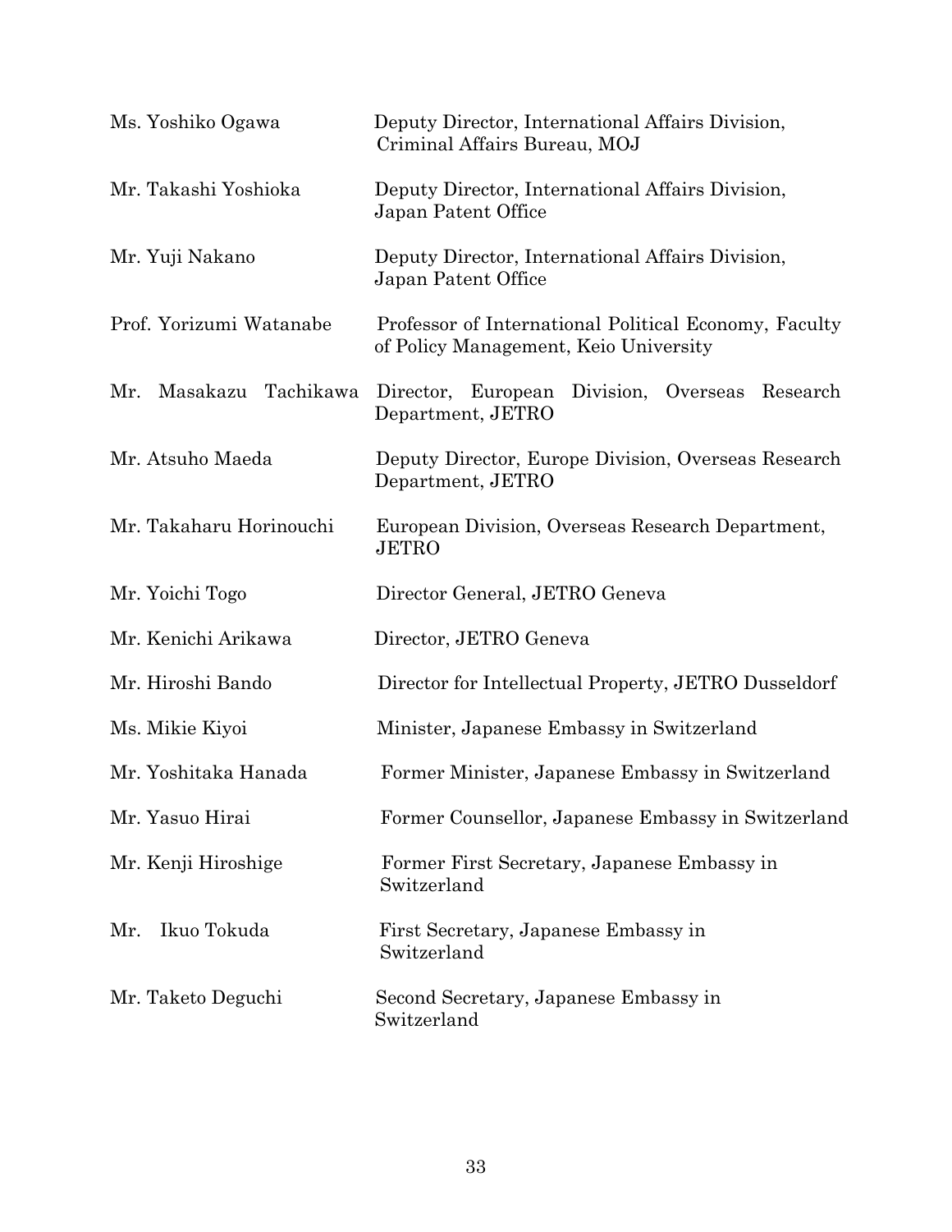| | |
|---|---|
| Ms. Yoshiko Ogawa | Deputy Director, International Affairs Division, Criminal Affairs Bureau, MOJ |
| Mr. Takashi Yoshioka | Deputy Director, International Affairs Division, Japan Patent Office |
| Mr. Yuji Nakano | Deputy Director, International Affairs Division, Japan Patent Office |
| Prof. Yorizumi Watanabe | Professor of International Political Economy, Faculty of Policy Management, Keio University |
| Mr. Masakazu Tachikawa | Director, European Division, Overseas Research Department, JETRO |
| Mr. Atsuho Maeda | Deputy Director, Europe Division, Overseas Research Department, JETRO |
| Mr. Takaharu Horinouchi | European Division, Overseas Research Department, JETRO |
| Mr. Yoichi Togo | Director General, JETRO Geneva |
| Mr. Kenichi Arikawa | Director, JETRO Geneva |
| Mr. Hiroshi Bando | Director for Intellectual Property, JETRO Dusseldorf |
| Ms. Mikie Kiyoi | Minister, Japanese Embassy in Switzerland |
| Mr. Yoshitaka Hanada | Former Minister, Japanese Embassy in Switzerland |
| Mr. Yasuo Hirai | Former Counsellor, Japanese Embassy in Switzerland |
| Mr. Kenji Hiroshige | Former First Secretary, Japanese Embassy in Switzerland |
| Mr. Ikuo Tokuda | First Secretary, Japanese Embassy in Switzerland |
| Mr. Taketo Deguchi | Second Secretary, Japanese Embassy in Switzerland |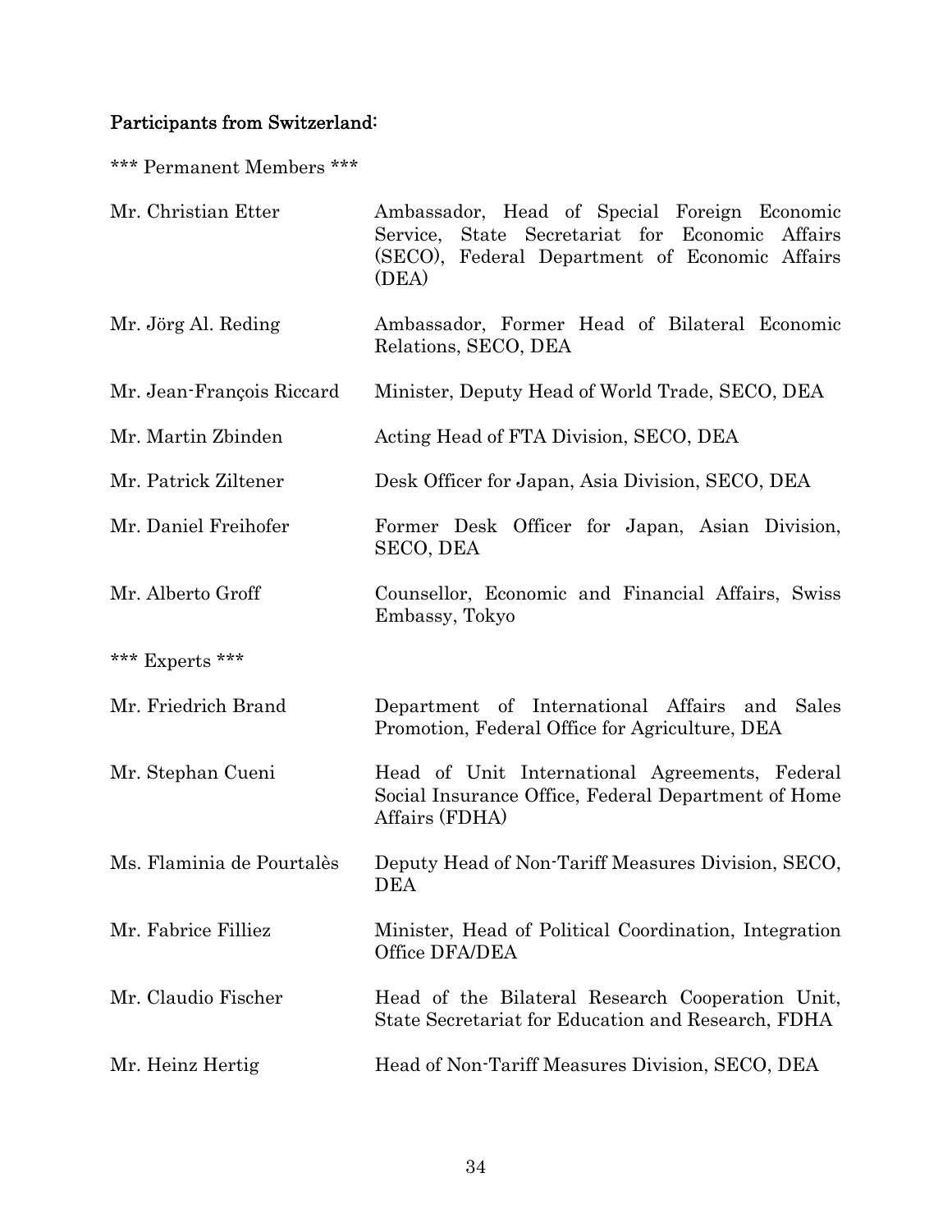**Participants from Switzerland:**

\*\*\* Permanent Members \*\*\*

| | |
|---|---|
| Mr. Christian Etter | Ambassador, Head of Special Foreign Economic Service, State Secretariat for Economic Affairs (SECO), Federal Department of Economic Affairs (DEA) |
| Mr. Jörg Al. Reding | Ambassador, Former Head of Bilateral Economic Relations, SECO, DEA |
| Mr. Jean-François Riccard | Minister, Deputy Head of World Trade, SECO, DEA |
| Mr. Martin Zbinden | Acting Head of FTA Division, SECO, DEA |
| Mr. Patrick Ziltener | Desk Officer for Japan, Asia Division, SECO, DEA |
| Mr. Daniel Freihofer | Former Desk Officer for Japan, Asian Division, SECO, DEA |
| Mr. Alberto Groff | Counsellor, Economic and Financial Affairs, Swiss Embassy, Tokyo |

\*\*\* Experts \*\*\*

| | |
|---|---|
| Mr. Friedrich Brand | Department of International Affairs and Sales Promotion, Federal Office for Agriculture, DEA |
| Mr. Stephan Cueni | Head of Unit International Agreements, Federal Social Insurance Office, Federal Department of Home Affairs (FDHA) |
| Ms. Flaminia de Pourtalès | Deputy Head of Non-Tariff Measures Division, SECO, DEA |
| Mr. Fabrice Filliez | Minister, Head of Political Coordination, Integration Office DFA/DEA |
| Mr. Claudio Fischer | Head of the Bilateral Research Cooperation Unit, State Secretariat for Education and Research, FDHA |
| Mr. Heinz Hertig | Head of Non-Tariff Measures Division, SECO, DEA |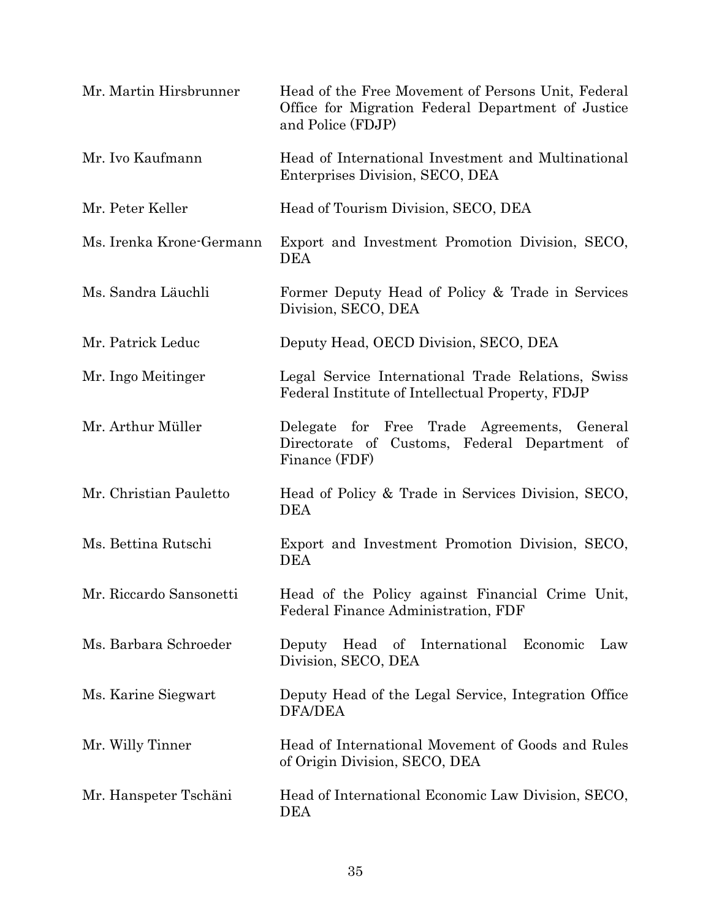| | |
|---|---|
| Mr. Martin Hirsbrunner | Head of the Free Movement of Persons Unit, Federal Office for Migration Federal Department of Justice and Police (FDJP) |
| Mr. Ivo Kaufmann | Head of International Investment and Multinational Enterprises Division, SECO, DEA |
| Mr. Peter Keller | Head of Tourism Division, SECO, DEA |
| Ms. Irenka Krone-Germann | Export and Investment Promotion Division, SECO, DEA |
| Ms. Sandra Läuchli | Former Deputy Head of Policy & Trade in Services Division, SECO, DEA |
| Mr. Patrick Leduc | Deputy Head, OECD Division, SECO, DEA |
| Mr. Ingo Meitinger | Legal Service International Trade Relations, Swiss Federal Institute of Intellectual Property, FDJP |
| Mr. Arthur Müller | Delegate for Free Trade Agreements, General Directorate of Customs, Federal Department of Finance (FDF) |
| Mr. Christian Pauletto | Head of Policy & Trade in Services Division, SECO, DEA |
| Ms. Bettina Rutschi | Export and Investment Promotion Division, SECO, DEA |
| Mr. Riccardo Sansonetti | Head of the Policy against Financial Crime Unit, Federal Finance Administration, FDF |
| Ms. Barbara Schroeder | Deputy Head of International Economic Law Division, SECO, DEA |
| Ms. Karine Siegwart | Deputy Head of the Legal Service, Integration Office DFA/DEA |
| Mr. Willy Tinner | Head of International Movement of Goods and Rules of Origin Division, SECO, DEA |
| Mr. Hanspeter Tschäni | Head of International Economic Law Division, SECO, DEA |